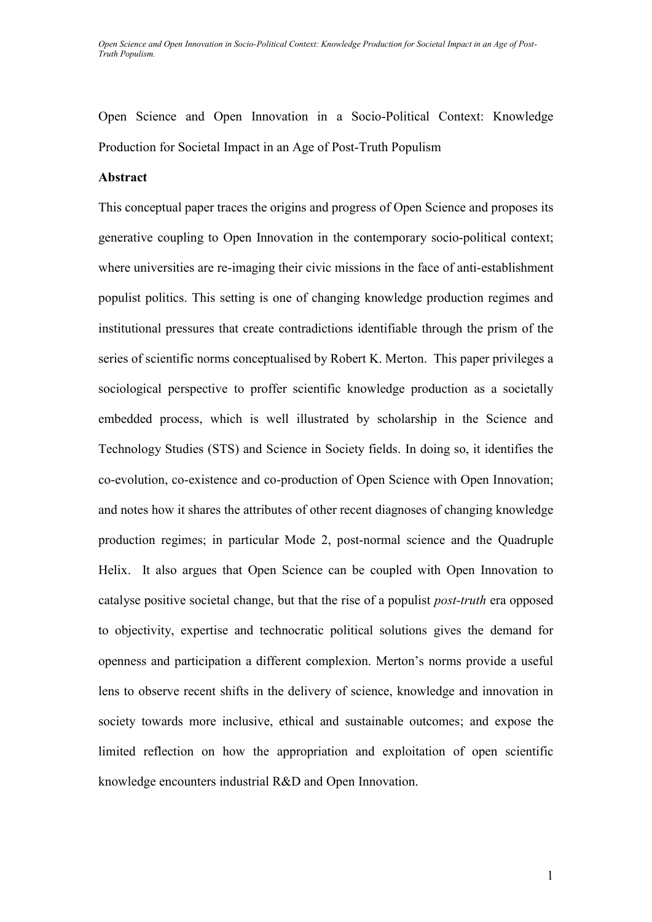# Open Science and Open Innovation in a Socio-Political Context: Knowledge Production for Societal Impact in an Age of Post-Truth Populism

## Abstract

This conceptual paper traces the origins and progress of Open Science and proposes its generative coupling to Open Innovation in the contemporary socio-political context; where universities are re-imaging their civic missions in the face of anti-establishment populist politics. This setting is one of changing knowledge production regimes and institutional pressures that create contradictions identifiable through the prism of the series of scientific norms conceptualised by Robert K. Merton. This paper privileges a sociological perspective to proffer scientific knowledge production as a societally embedded process, which is well illustrated by scholarship in the Science and Technology Studies (STS) and Science in Society fields. In doing so, it identifies the co-evolution, co-existence and co-production of Open Science with Open Innovation; and notes how it shares the attributes of other recent diagnoses of changing knowledge production regimes; in particular Mode 2, post-normal science and the Quadruple Helix. It also argues that Open Science can be coupled with Open Innovation to catalyse positive societal change, but that the rise of a populist *post-truth* era opposed to objectivity, expertise and technocratic political solutions gives the demand for openness and participation a different complexion. Merton's norms provide a useful lens to observe recent shifts in the delivery of science, knowledge and innovation in society towards more inclusive, ethical and sustainable outcomes; and expose the limited reflection on how the appropriation and exploitation of open scientific knowledge encounters industrial R&D and Open Innovation.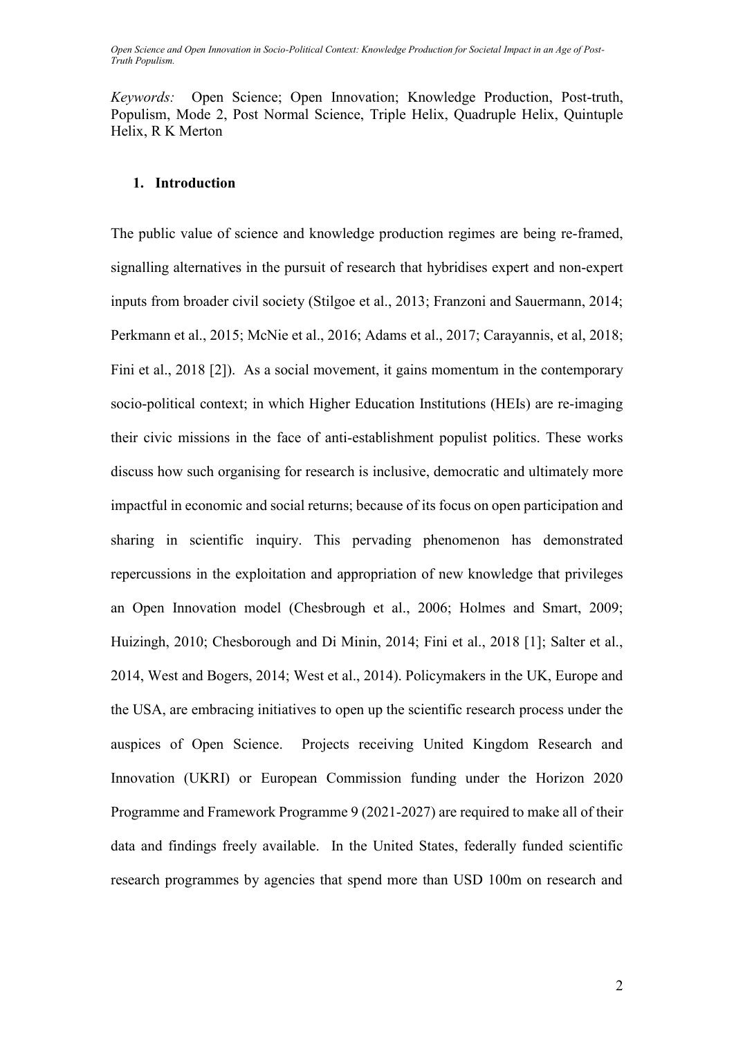*Keywords:* Open Science; Open Innovation; Knowledge Production, Post-truth, Populism, Mode 2, Post Normal Science, Triple Helix, Quadruple Helix, Quintuple Helix, R K Merton

## 1. Introduction

The public value of science and knowledge production regimes are being re-framed, signalling alternatives in the pursuit of research that hybridises expert and non-expert inputs from broader civil society (Stilgoe et al., 2013; Franzoni and Sauermann, 2014; Perkmann et al., 2015; McNie et al., 2016; Adams et al., 2017; Carayannis, et al, 2018; Fini et al., 2018 [2]). As a social movement, it gains momentum in the contemporary socio-political context; in which Higher Education Institutions (HEIs) are re-imaging their civic missions in the face of anti-establishment populist politics. These works discuss how such organising for research is inclusive, democratic and ultimately more impactful in economic and social returns; because of its focus on open participation and sharing in scientific inquiry. This pervading phenomenon has demonstrated repercussions in the exploitation and appropriation of new knowledge that privileges an Open Innovation model (Chesbrough et al., 2006; Holmes and Smart, 2009; Huizingh, 2010; Chesborough and Di Minin, 2014; Fini et al., 2018 [1]; Salter et al., 2014, West and Bogers, 2014; West et al., 2014). Policymakers in the UK, Europe and the USA, are embracing initiatives to open up the scientific research process under the auspices of Open Science. Projects receiving United Kingdom Research and Innovation (UKRI) or European Commission funding under the Horizon 2020 Programme and Framework Programme 9 (2021-2027) are required to make all of their data and findings freely available. In the United States, federally funded scientific research programmes by agencies that spend more than USD 100m on research and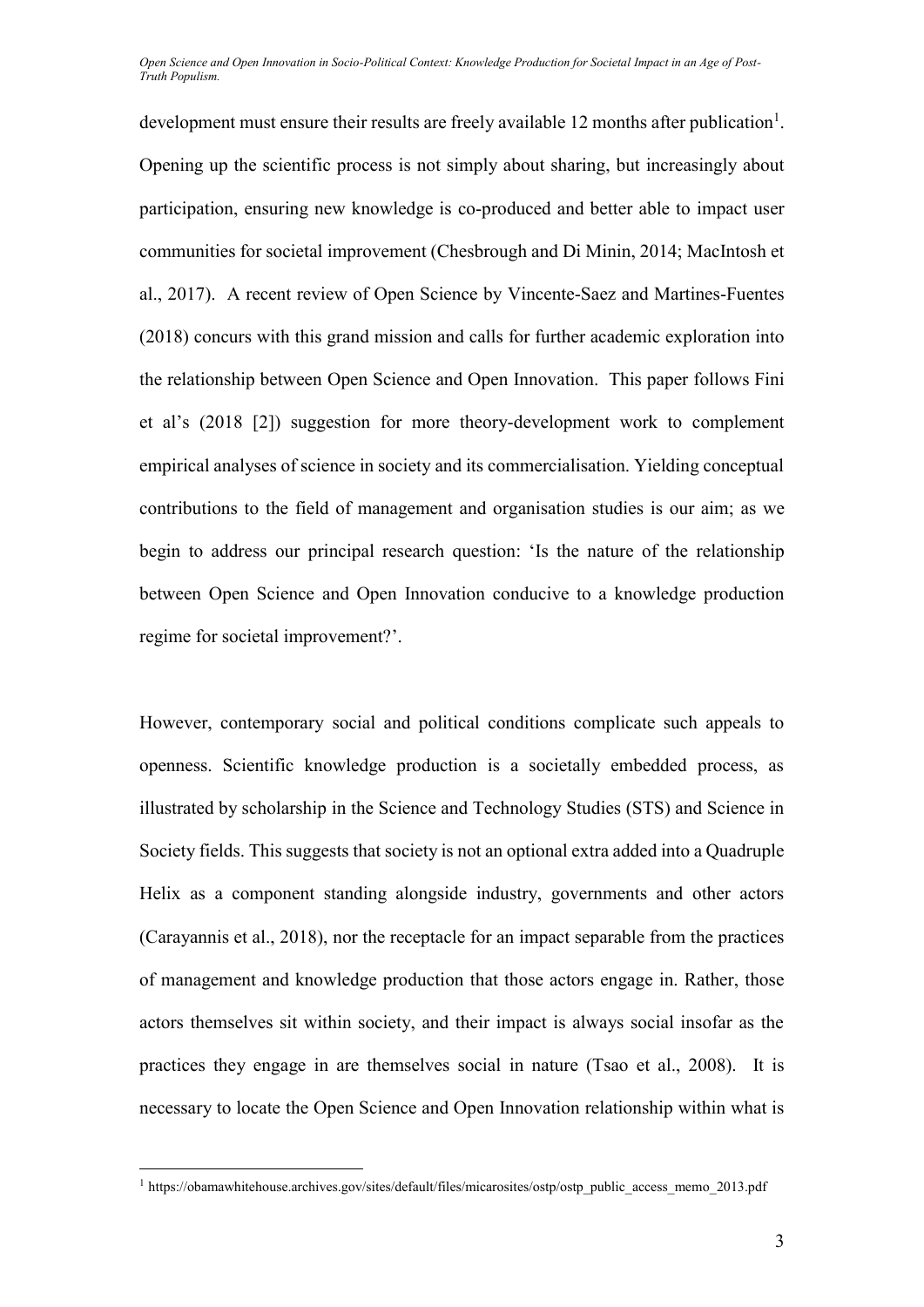development must ensure their results are freely available 12 months after publication[1]. Opening up the scientific process is not simply about sharing, but increasingly about participation, ensuring new knowledge is co-produced and better able to impact user communities for societal improvement (Chesbrough and Di Minin, 2014; MacIntosh et al., 2017). A recent review of Open Science by Vincente-Saez and Martines-Fuentes (2018) concurs with this grand mission and calls for further academic exploration into the relationship between Open Science and Open Innovation. This paper follows Fini et al's (2018 [2]) suggestion for more theory-development work to complement empirical analyses of science in society and its commercialisation. Yielding conceptual contributions to the field of management and organisation studies is our aim; as we begin to address our principal research question: 'Is the nature of the relationship between Open Science and Open Innovation conducive to a knowledge production regime for societal improvement?'.

However, contemporary social and political conditions complicate such appeals to openness. Scientific knowledge production is a societally embedded process, as illustrated by scholarship in the Science and Technology Studies (STS) and Science in Society fields. This suggests that society is not an optional extra added into a Quadruple Helix as a component standing alongside industry, governments and other actors (Carayannis et al., 2018), nor the receptacle for an impact separable from the practices of management and knowledge production that those actors engage in. Rather, those actors themselves sit within society, and their impact is always social insofar as the practices they engage in are themselves social in nature (Tsao et al., 2008). It is necessary to locate the Open Science and Open Innovation relationship within what is

[1] https://obamawhitehouse.archives.gov/sites/default/files/micarosites/ostp/ostp_public_access_memo_2013.pdf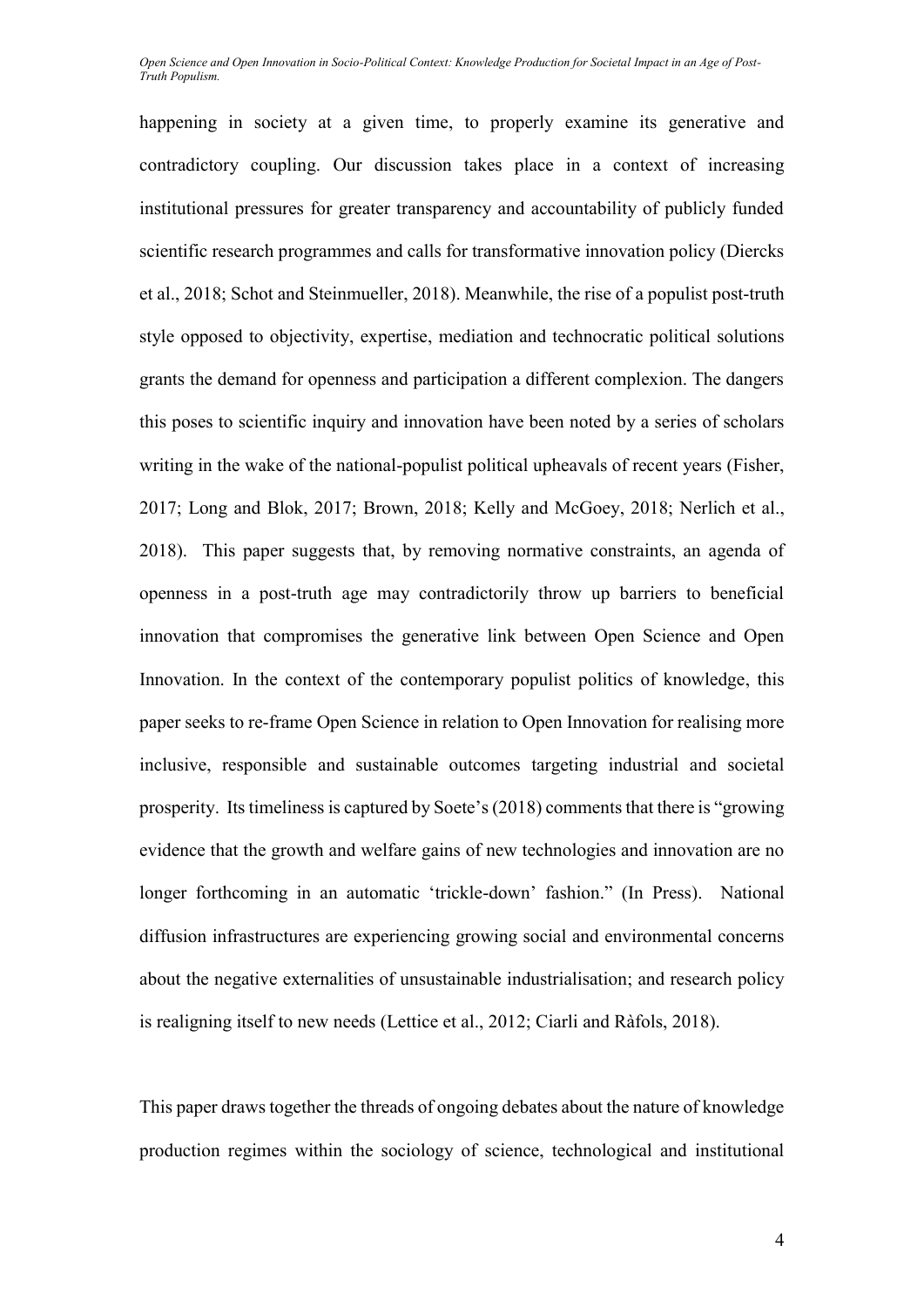happening in society at a given time, to properly examine its generative and contradictory coupling. Our discussion takes place in a context of increasing institutional pressures for greater transparency and accountability of publicly funded scientific research programmes and calls for transformative innovation policy (Diercks et al., 2018; Schot and Steinmueller, 2018). Meanwhile, the rise of a populist post-truth style opposed to objectivity, expertise, mediation and technocratic political solutions grants the demand for openness and participation a different complexion. The dangers this poses to scientific inquiry and innovation have been noted by a series of scholars writing in the wake of the national-populist political upheavals of recent years (Fisher, 2017; Long and Blok, 2017; Brown, 2018; Kelly and McGoey, 2018; Nerlich et al., 2018). This paper suggests that, by removing normative constraints, an agenda of openness in a post-truth age may contradictorily throw up barriers to beneficial innovation that compromises the generative link between Open Science and Open Innovation. In the context of the contemporary populist politics of knowledge, this paper seeks to re-frame Open Science in relation to Open Innovation for realising more inclusive, responsible and sustainable outcomes targeting industrial and societal prosperity. Its timeliness is captured by Soete's (2018) comments that there is "growing evidence that the growth and welfare gains of new technologies and innovation are no longer forthcoming in an automatic 'trickle-down' fashion." (In Press). National diffusion infrastructures are experiencing growing social and environmental concerns about the negative externalities of unsustainable industrialisation; and research policy is realigning itself to new needs (Lettice et al., 2012; Ciarli and Ràfols, 2018).

This paper draws together the threads of ongoing debates about the nature of knowledge production regimes within the sociology of science, technological and institutional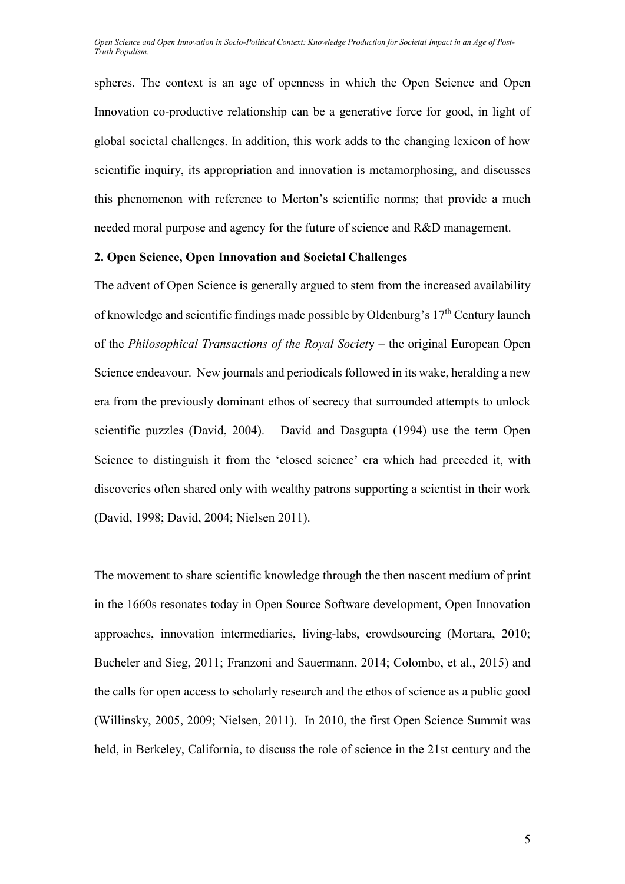spheres. The context is an age of openness in which the Open Science and Open Innovation co-productive relationship can be a generative force for good, in light of global societal challenges. In addition, this work adds to the changing lexicon of how scientific inquiry, its appropriation and innovation is metamorphosing, and discusses this phenomenon with reference to Merton's scientific norms; that provide a much needed moral purpose and agency for the future of science and R&D management.

## 2. Open Science, Open Innovation and Societal Challenges

The advent of Open Science is generally argued to stem from the increased availability of knowledge and scientific findings made possible by Oldenburg's 17th Century launch of the *Philosophical Transactions of the Royal Society* – the original European Open Science endeavour. New journals and periodicals followed in its wake, heralding a new era from the previously dominant ethos of secrecy that surrounded attempts to unlock scientific puzzles (David, 2004). David and Dasgupta (1994) use the term Open Science to distinguish it from the 'closed science' era which had preceded it, with discoveries often shared only with wealthy patrons supporting a scientist in their work (David, 1998; David, 2004; Nielsen 2011).

The movement to share scientific knowledge through the then nascent medium of print in the 1660s resonates today in Open Source Software development, Open Innovation approaches, innovation intermediaries, living-labs, crowdsourcing (Mortara, 2010; Bucheler and Sieg, 2011; Franzoni and Sauermann, 2014; Colombo, et al., 2015) and the calls for open access to scholarly research and the ethos of science as a public good (Willinsky, 2005, 2009; Nielsen, 2011). In 2010, the first Open Science Summit was held, in Berkeley, California, to discuss the role of science in the 21st century and the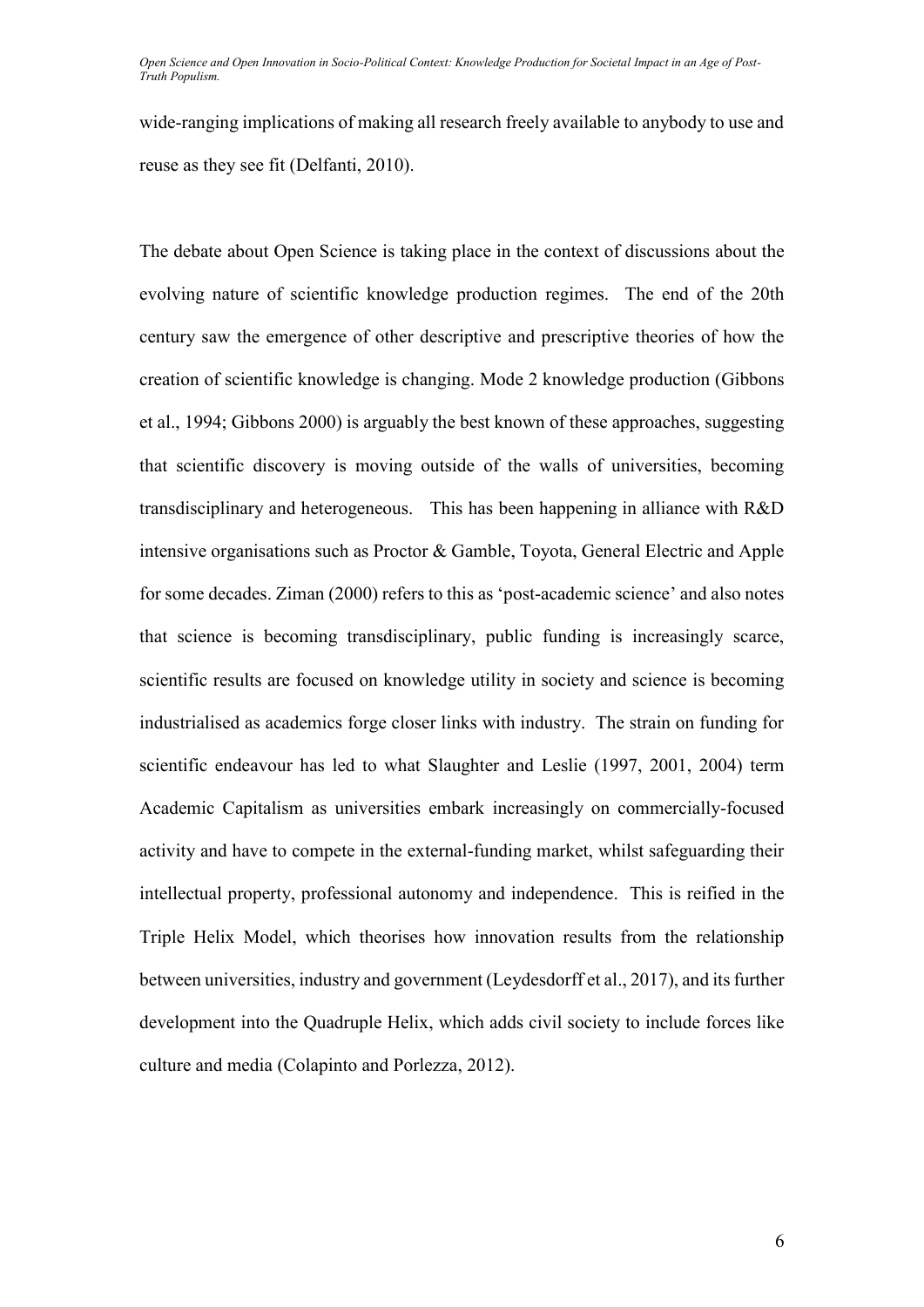wide-ranging implications of making all research freely available to anybody to use and reuse as they see fit (Delfanti, 2010).

The debate about Open Science is taking place in the context of discussions about the evolving nature of scientific knowledge production regimes. The end of the 20th century saw the emergence of other descriptive and prescriptive theories of how the creation of scientific knowledge is changing. Mode 2 knowledge production (Gibbons et al., 1994; Gibbons 2000) is arguably the best known of these approaches, suggesting that scientific discovery is moving outside of the walls of universities, becoming transdisciplinary and heterogeneous. This has been happening in alliance with R&D intensive organisations such as Proctor & Gamble, Toyota, General Electric and Apple for some decades. Ziman (2000) refers to this as 'post-academic science' and also notes that science is becoming transdisciplinary, public funding is increasingly scarce, scientific results are focused on knowledge utility in society and science is becoming industrialised as academics forge closer links with industry. The strain on funding for scientific endeavour has led to what Slaughter and Leslie (1997, 2001, 2004) term Academic Capitalism as universities embark increasingly on commercially-focused activity and have to compete in the external-funding market, whilst safeguarding their intellectual property, professional autonomy and independence. This is reified in the Triple Helix Model, which theorises how innovation results from the relationship between universities, industry and government (Leydesdorff et al., 2017), and its further development into the Quadruple Helix, which adds civil society to include forces like culture and media (Colapinto and Porlezza, 2012).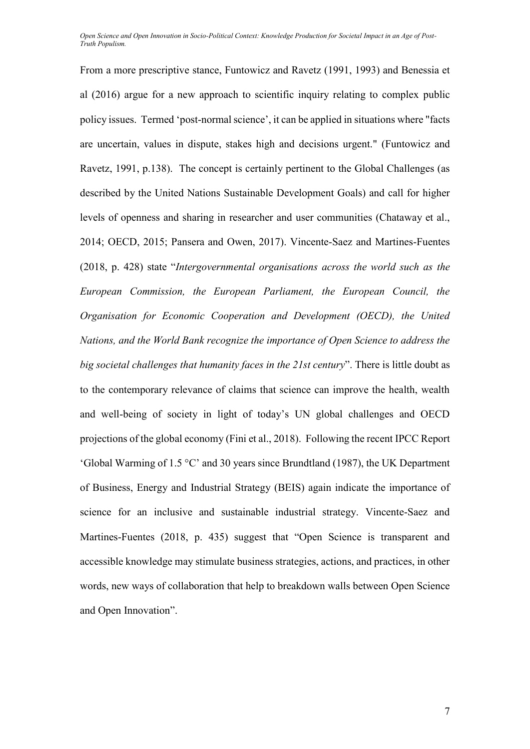From a more prescriptive stance, Funtowicz and Ravetz (1991, 1993) and Benessia et al (2016) argue for a new approach to scientific inquiry relating to complex public policy issues. Termed 'post-normal science', it can be applied in situations where "facts are uncertain, values in dispute, stakes high and decisions urgent." (Funtowicz and Ravetz, 1991, p.138). The concept is certainly pertinent to the Global Challenges (as described by the United Nations Sustainable Development Goals) and call for higher levels of openness and sharing in researcher and user communities (Chataway et al., 2014; OECD, 2015; Pansera and Owen, 2017). Vincente-Saez and Martines-Fuentes (2018, p. 428) state "*Intergovernmental organisations across the world such as the European Commission, the European Parliament, the European Council, the Organisation for Economic Cooperation and Development (OECD), the United Nations, and the World Bank recognize the importance of Open Science to address the big societal challenges that humanity faces in the 21st century*". There is little doubt as to the contemporary relevance of claims that science can improve the health, wealth and well-being of society in light of today's UN global challenges and OECD projections of the global economy (Fini et al., 2018). Following the recent IPCC Report 'Global Warming of 1.5 °C' and 30 years since Brundtland (1987), the UK Department of Business, Energy and Industrial Strategy (BEIS) again indicate the importance of science for an inclusive and sustainable industrial strategy. Vincente-Saez and Martines-Fuentes (2018, p. 435) suggest that "Open Science is transparent and accessible knowledge may stimulate business strategies, actions, and practices, in other words, new ways of collaboration that help to breakdown walls between Open Science and Open Innovation".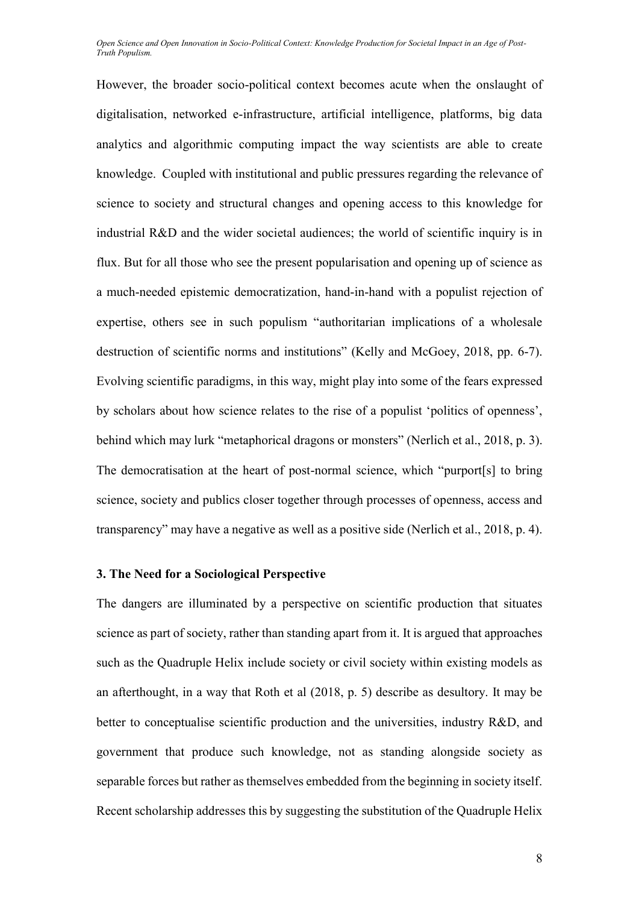However, the broader socio-political context becomes acute when the onslaught of digitalisation, networked e-infrastructure, artificial intelligence, platforms, big data analytics and algorithmic computing impact the way scientists are able to create knowledge. Coupled with institutional and public pressures regarding the relevance of science to society and structural changes and opening access to this knowledge for industrial R&D and the wider societal audiences; the world of scientific inquiry is in flux. But for all those who see the present popularisation and opening up of science as a much-needed epistemic democratization, hand-in-hand with a populist rejection of expertise, others see in such populism "authoritarian implications of a wholesale destruction of scientific norms and institutions" (Kelly and McGoey, 2018, pp. 6-7). Evolving scientific paradigms, in this way, might play into some of the fears expressed by scholars about how science relates to the rise of a populist 'politics of openness', behind which may lurk "metaphorical dragons or monsters" (Nerlich et al., 2018, p. 3). The democratisation at the heart of post-normal science, which "purport[s] to bring science, society and publics closer together through processes of openness, access and transparency" may have a negative as well as a positive side (Nerlich et al., 2018, p. 4).

### 3. The Need for a Sociological Perspective

The dangers are illuminated by a perspective on scientific production that situates science as part of society, rather than standing apart from it. It is argued that approaches such as the Quadruple Helix include society or civil society within existing models as an afterthought, in a way that Roth et al (2018, p. 5) describe as desultory. It may be better to conceptualise scientific production and the universities, industry R&D, and government that produce such knowledge, not as standing alongside society as separable forces but rather as themselves embedded from the beginning in society itself. Recent scholarship addresses this by suggesting the substitution of the Quadruple Helix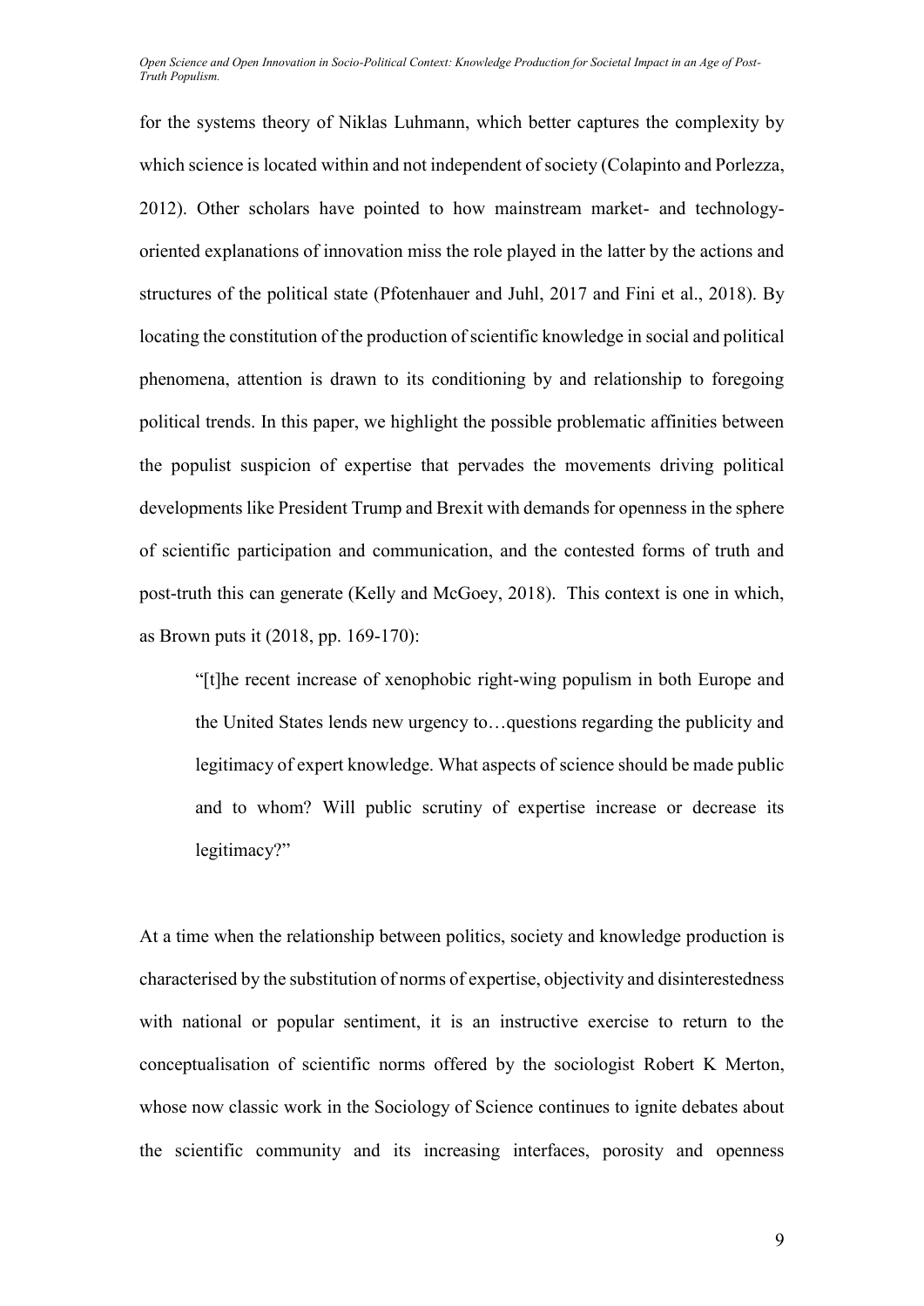for the systems theory of Niklas Luhmann, which better captures the complexity by which science is located within and not independent of society (Colapinto and Porlezza, 2012). Other scholars have pointed to how mainstream market- and technology-oriented explanations of innovation miss the role played in the latter by the actions and structures of the political state (Pfotenhauer and Juhl, 2017 and Fini et al., 2018). By locating the constitution of the production of scientific knowledge in social and political phenomena, attention is drawn to its conditioning by and relationship to foregoing political trends. In this paper, we highlight the possible problematic affinities between the populist suspicion of expertise that pervades the movements driving political developments like President Trump and Brexit with demands for openness in the sphere of scientific participation and communication, and the contested forms of truth and post-truth this can generate (Kelly and McGoey, 2018). This context is one in which, as Brown puts it (2018, pp. 169-170):

> "[t]he recent increase of xenophobic right-wing populism in both Europe and the United States lends new urgency to…questions regarding the publicity and legitimacy of expert knowledge. What aspects of science should be made public and to whom? Will public scrutiny of expertise increase or decrease its legitimacy?"

At a time when the relationship between politics, society and knowledge production is characterised by the substitution of norms of expertise, objectivity and disinterestedness with national or popular sentiment, it is an instructive exercise to return to the conceptualisation of scientific norms offered by the sociologist Robert K Merton, whose now classic work in the Sociology of Science continues to ignite debates about the scientific community and its increasing interfaces, porosity and openness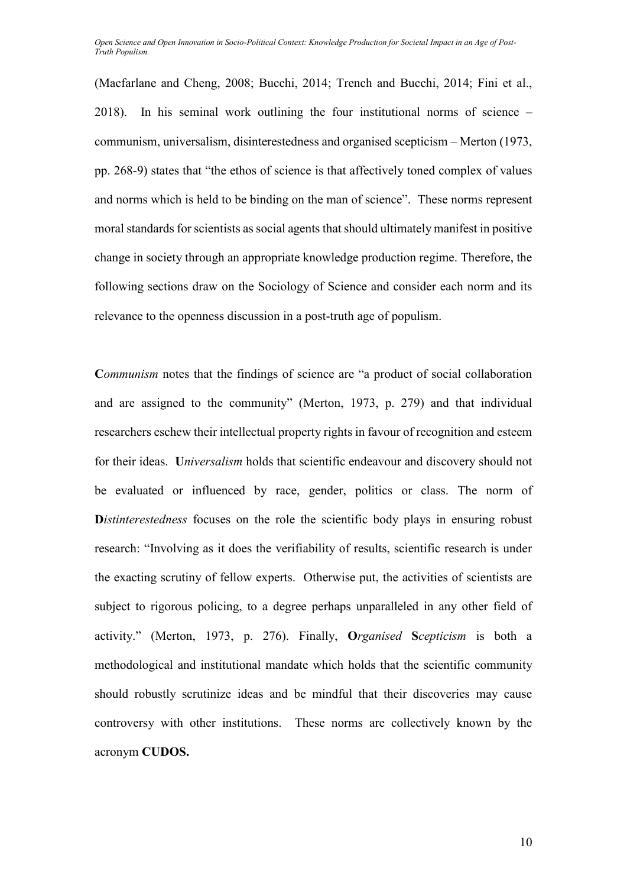(Macfarlane and Cheng, 2008; Bucchi, 2014; Trench and Bucchi, 2014; Fini et al., 2018). In his seminal work outlining the four institutional norms of science – communism, universalism, disinterestedness and organised scepticism – Merton (1973, pp. 268-9) states that "the ethos of science is that affectively toned complex of values and norms which is held to be binding on the man of science". These norms represent moral standards for scientists as social agents that should ultimately manifest in positive change in society through an appropriate knowledge production regime. Therefore, the following sections draw on the Sociology of Science and consider each norm and its relevance to the openness discussion in a post-truth age of populism.

**C***ommunism* notes that the findings of science are "a product of social collaboration and are assigned to the community" (Merton, 1973, p. 279) and that individual researchers eschew their intellectual property rights in favour of recognition and esteem for their ideas. **U***niversalism* holds that scientific endeavour and discovery should not be evaluated or influenced by race, gender, politics or class. The norm of **D***istinterestedness* focuses on the role the scientific body plays in ensuring robust research: "Involving as it does the verifiability of results, scientific research is under the exacting scrutiny of fellow experts. Otherwise put, the activities of scientists are subject to rigorous policing, to a degree perhaps unparalleled in any other field of activity." (Merton, 1973, p. 276). Finally, **O***rganised* **S***cepticism* is both a methodological and institutional mandate which holds that the scientific community should robustly scrutinize ideas and be mindful that their discoveries may cause controversy with other institutions. These norms are collectively known by the acronym **CUDOS.**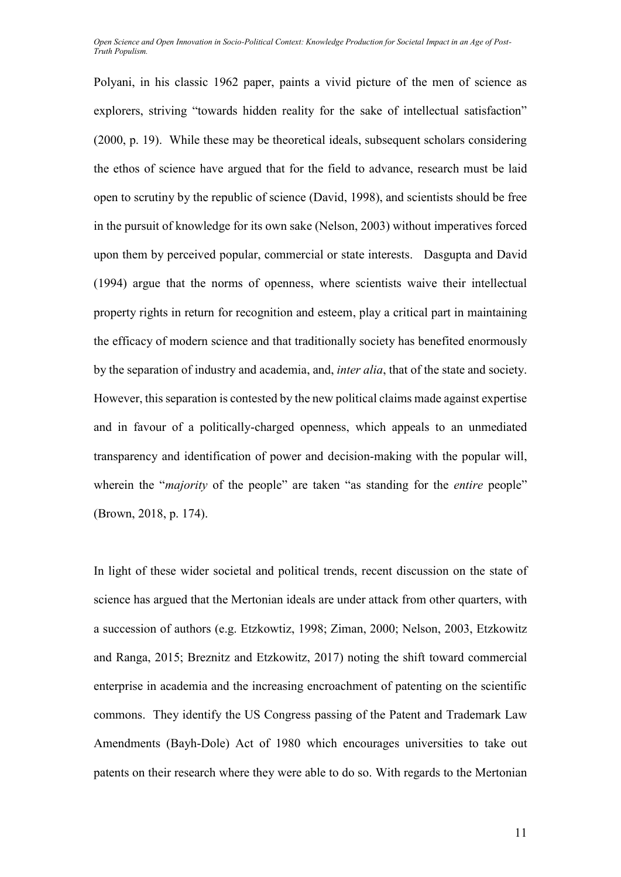Polyani, in his classic 1962 paper, paints a vivid picture of the men of science as explorers, striving "towards hidden reality for the sake of intellectual satisfaction" (2000, p. 19). While these may be theoretical ideals, subsequent scholars considering the ethos of science have argued that for the field to advance, research must be laid open to scrutiny by the republic of science (David, 1998), and scientists should be free in the pursuit of knowledge for its own sake (Nelson, 2003) without imperatives forced upon them by perceived popular, commercial or state interests. Dasgupta and David (1994) argue that the norms of openness, where scientists waive their intellectual property rights in return for recognition and esteem, play a critical part in maintaining the efficacy of modern science and that traditionally society has benefited enormously by the separation of industry and academia, and, *inter alia*, that of the state and society. However, this separation is contested by the new political claims made against expertise and in favour of a politically-charged openness, which appeals to an unmediated transparency and identification of power and decision-making with the popular will, wherein the "*majority* of the people" are taken "as standing for the *entire* people" (Brown, 2018, p. 174).

In light of these wider societal and political trends, recent discussion on the state of science has argued that the Mertonian ideals are under attack from other quarters, with a succession of authors (e.g. Etzkowtiz, 1998; Ziman, 2000; Nelson, 2003, Etzkowitz and Ranga, 2015; Breznitz and Etzkowitz, 2017) noting the shift toward commercial enterprise in academia and the increasing encroachment of patenting on the scientific commons. They identify the US Congress passing of the Patent and Trademark Law Amendments (Bayh-Dole) Act of 1980 which encourages universities to take out patents on their research where they were able to do so. With regards to the Mertonian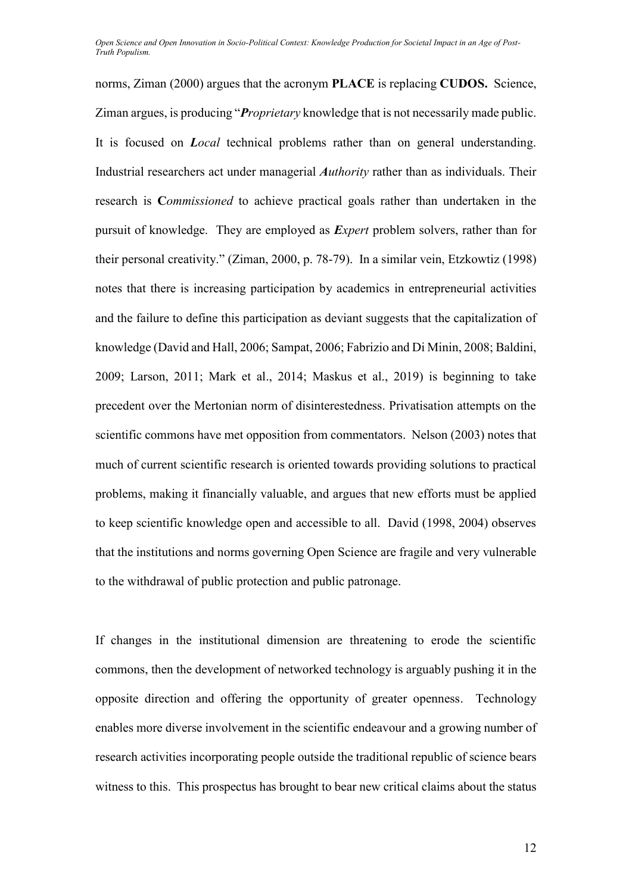norms, Ziman (2000) argues that the acronym **PLACE** is replacing **CUDOS.** Science, Ziman argues, is producing "***P****roprietary* knowledge that is not necessarily made public. It is focused on ***L****ocal* technical problems rather than on general understanding. Industrial researchers act under managerial ***A****uthority* rather than as individuals. Their research is **C***ommissioned* to achieve practical goals rather than undertaken in the pursuit of knowledge. They are employed as ***E****xpert* problem solvers, rather than for their personal creativity." (Ziman, 2000, p. 78-79). In a similar vein, Etzkowtiz (1998) notes that there is increasing participation by academics in entrepreneurial activities and the failure to define this participation as deviant suggests that the capitalization of knowledge (David and Hall, 2006; Sampat, 2006; Fabrizio and Di Minin, 2008; Baldini, 2009; Larson, 2011; Mark et al., 2014; Maskus et al., 2019) is beginning to take precedent over the Mertonian norm of disinterestedness. Privatisation attempts on the scientific commons have met opposition from commentators. Nelson (2003) notes that much of current scientific research is oriented towards providing solutions to practical problems, making it financially valuable, and argues that new efforts must be applied to keep scientific knowledge open and accessible to all. David (1998, 2004) observes that the institutions and norms governing Open Science are fragile and very vulnerable to the withdrawal of public protection and public patronage.

If changes in the institutional dimension are threatening to erode the scientific commons, then the development of networked technology is arguably pushing it in the opposite direction and offering the opportunity of greater openness. Technology enables more diverse involvement in the scientific endeavour and a growing number of research activities incorporating people outside the traditional republic of science bears witness to this. This prospectus has brought to bear new critical claims about the status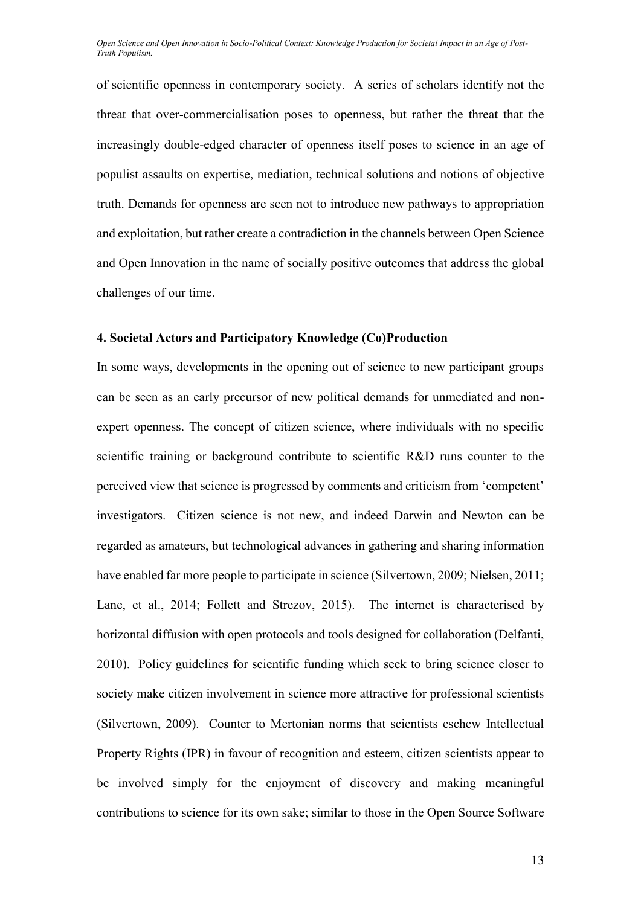of scientific openness in contemporary society. A series of scholars identify not the threat that over-commercialisation poses to openness, but rather the threat that the increasingly double-edged character of openness itself poses to science in an age of populist assaults on expertise, mediation, technical solutions and notions of objective truth. Demands for openness are seen not to introduce new pathways to appropriation and exploitation, but rather create a contradiction in the channels between Open Science and Open Innovation in the name of socially positive outcomes that address the global challenges of our time.

## 4. Societal Actors and Participatory Knowledge (Co)Production

In some ways, developments in the opening out of science to new participant groups can be seen as an early precursor of new political demands for unmediated and non-expert openness. The concept of citizen science, where individuals with no specific scientific training or background contribute to scientific R&D runs counter to the perceived view that science is progressed by comments and criticism from 'competent' investigators. Citizen science is not new, and indeed Darwin and Newton can be regarded as amateurs, but technological advances in gathering and sharing information have enabled far more people to participate in science (Silvertown, 2009; Nielsen, 2011; Lane, et al., 2014; Follett and Strezov, 2015). The internet is characterised by horizontal diffusion with open protocols and tools designed for collaboration (Delfanti, 2010). Policy guidelines for scientific funding which seek to bring science closer to society make citizen involvement in science more attractive for professional scientists (Silvertown, 2009). Counter to Mertonian norms that scientists eschew Intellectual Property Rights (IPR) in favour of recognition and esteem, citizen scientists appear to be involved simply for the enjoyment of discovery and making meaningful contributions to science for its own sake; similar to those in the Open Source Software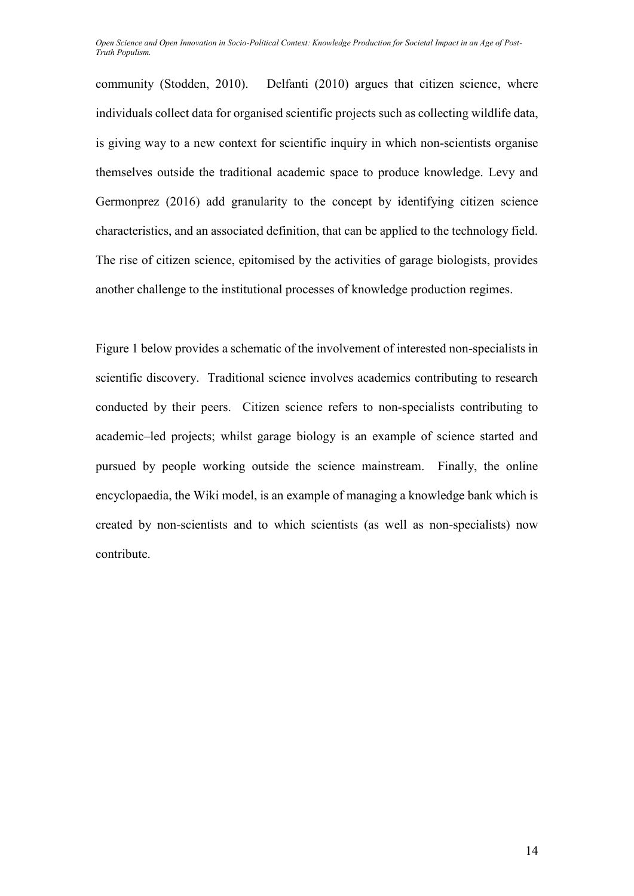community (Stodden, 2010). Delfanti (2010) argues that citizen science, where individuals collect data for organised scientific projects such as collecting wildlife data, is giving way to a new context for scientific inquiry in which non-scientists organise themselves outside the traditional academic space to produce knowledge. Levy and Germonprez (2016) add granularity to the concept by identifying citizen science characteristics, and an associated definition, that can be applied to the technology field. The rise of citizen science, epitomised by the activities of garage biologists, provides another challenge to the institutional processes of knowledge production regimes.

Figure 1 below provides a schematic of the involvement of interested non-specialists in scientific discovery. Traditional science involves academics contributing to research conducted by their peers. Citizen science refers to non-specialists contributing to academic–led projects; whilst garage biology is an example of science started and pursued by people working outside the science mainstream. Finally, the online encyclopaedia, the Wiki model, is an example of managing a knowledge bank which is created by non-scientists and to which scientists (as well as non-specialists) now contribute.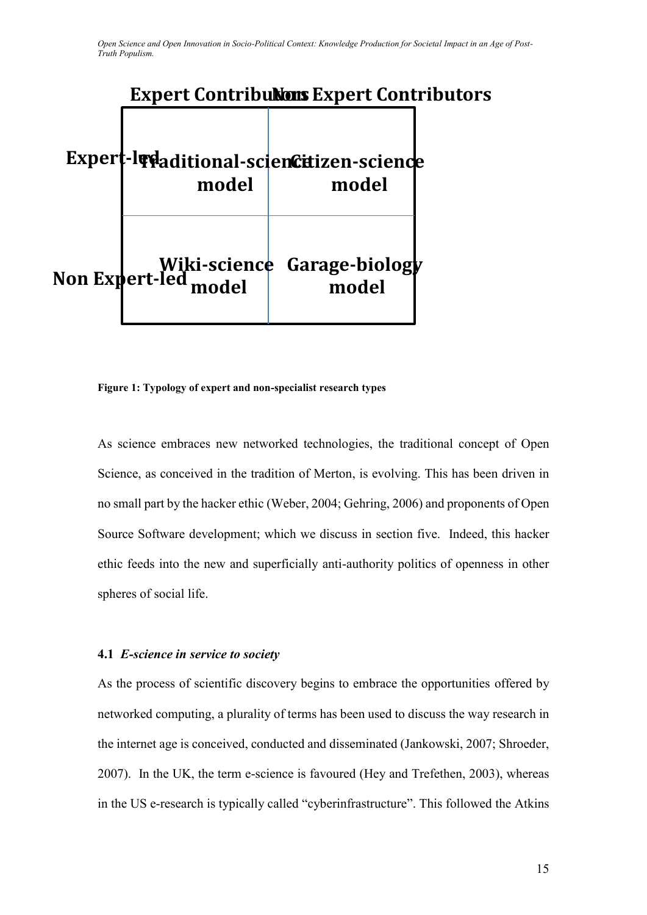|  | Expert Contributors | Non Expert Contributors |
|---|---|---|
| Expert-led | Traditional-science model | Citizen-science model |
| Non Expert-led | Wiki-science model | Garage-biology model |

**Figure 1: Typology of expert and non-specialist research types**

As science embraces new networked technologies, the traditional concept of Open Science, as conceived in the tradition of Merton, is evolving. This has been driven in no small part by the hacker ethic (Weber, 2004; Gehring, 2006) and proponents of Open Source Software development; which we discuss in section five. Indeed, this hacker ethic feeds into the new and superficially anti-authority politics of openness in other spheres of social life.

#### 4.1 *E-science in service to society*

As the process of scientific discovery begins to embrace the opportunities offered by networked computing, a plurality of terms has been used to discuss the way research in the internet age is conceived, conducted and disseminated (Jankowski, 2007; Shroeder, 2007). In the UK, the term e-science is favoured (Hey and Trefethen, 2003), whereas in the US e-research is typically called "cyberinfrastructure". This followed the Atkins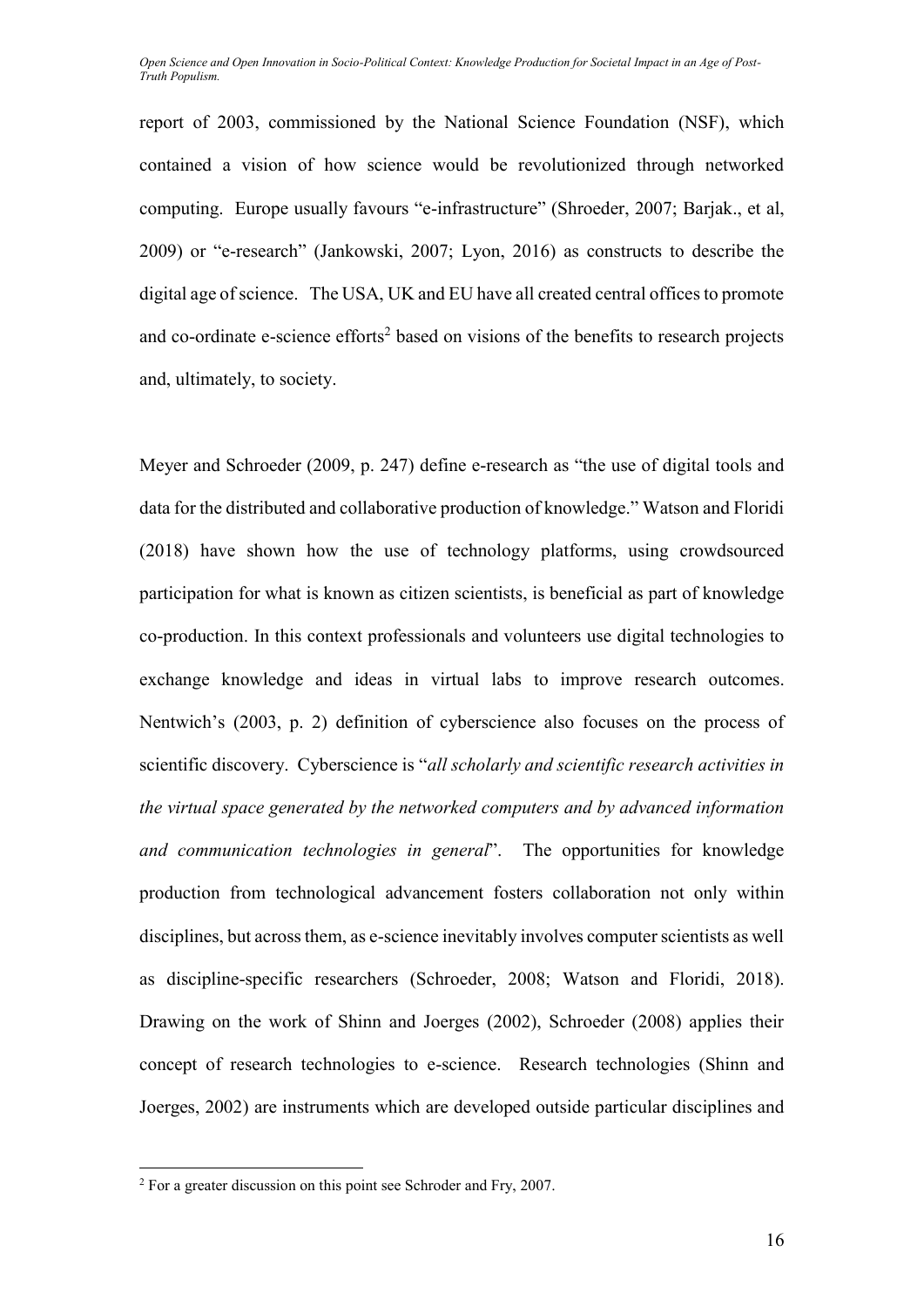report of 2003, commissioned by the National Science Foundation (NSF), which contained a vision of how science would be revolutionized through networked computing. Europe usually favours "e-infrastructure" (Shroeder, 2007; Barjak., et al, 2009) or "e-research" (Jankowski, 2007; Lyon, 2016) as constructs to describe the digital age of science. The USA, UK and EU have all created central offices to promote and co-ordinate e-science efforts[2] based on visions of the benefits to research projects and, ultimately, to society.

Meyer and Schroeder (2009, p. 247) define e-research as "the use of digital tools and data for the distributed and collaborative production of knowledge." Watson and Floridi (2018) have shown how the use of technology platforms, using crowdsourced participation for what is known as citizen scientists, is beneficial as part of knowledge co-production. In this context professionals and volunteers use digital technologies to exchange knowledge and ideas in virtual labs to improve research outcomes. Nentwich's (2003, p. 2) definition of cyberscience also focuses on the process of scientific discovery. Cyberscience is "*all scholarly and scientific research activities in the virtual space generated by the networked computers and by advanced information and communication technologies in general*". The opportunities for knowledge production from technological advancement fosters collaboration not only within disciplines, but across them, as e-science inevitably involves computer scientists as well as discipline-specific researchers (Schroeder, 2008; Watson and Floridi, 2018). Drawing on the work of Shinn and Joerges (2002), Schroeder (2008) applies their concept of research technologies to e-science. Research technologies (Shinn and Joerges, 2002) are instruments which are developed outside particular disciplines and

[2] For a greater discussion on this point see Schroder and Fry, 2007.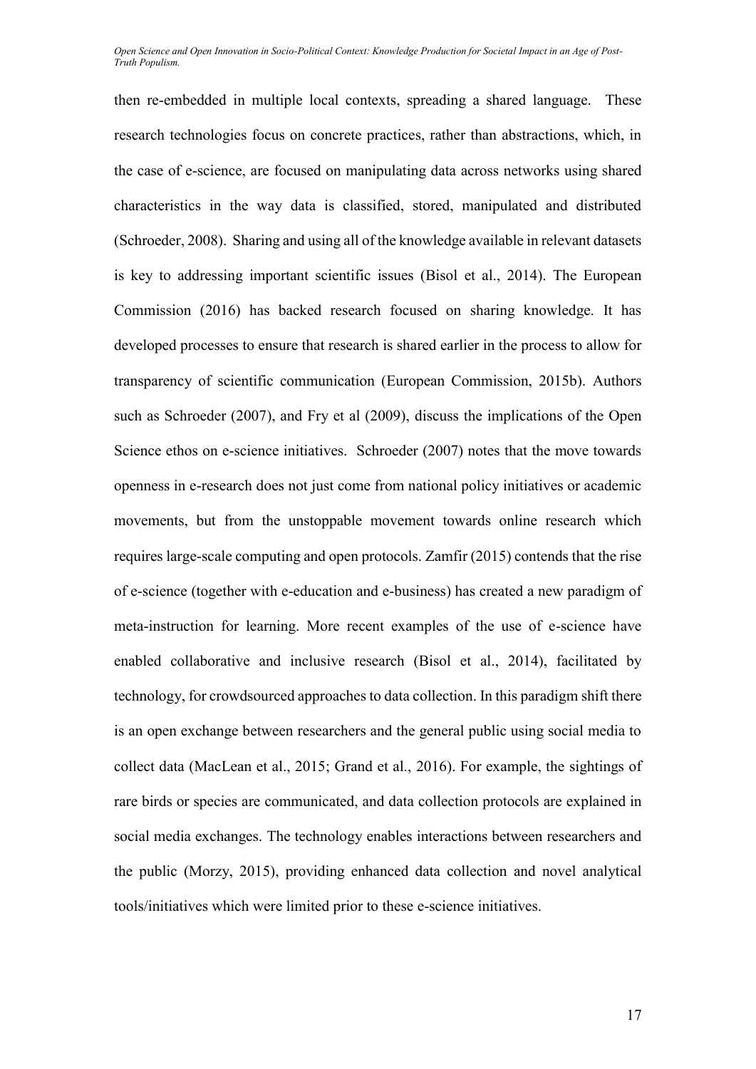then re-embedded in multiple local contexts, spreading a shared language. These research technologies focus on concrete practices, rather than abstractions, which, in the case of e-science, are focused on manipulating data across networks using shared characteristics in the way data is classified, stored, manipulated and distributed (Schroeder, 2008). Sharing and using all of the knowledge available in relevant datasets is key to addressing important scientific issues (Bisol et al., 2014). The European Commission (2016) has backed research focused on sharing knowledge. It has developed processes to ensure that research is shared earlier in the process to allow for transparency of scientific communication (European Commission, 2015b). Authors such as Schroeder (2007), and Fry et al (2009), discuss the implications of the Open Science ethos on e-science initiatives. Schroeder (2007) notes that the move towards openness in e-research does not just come from national policy initiatives or academic movements, but from the unstoppable movement towards online research which requires large-scale computing and open protocols. Zamfir (2015) contends that the rise of e-science (together with e-education and e-business) has created a new paradigm of meta-instruction for learning. More recent examples of the use of e-science have enabled collaborative and inclusive research (Bisol et al., 2014), facilitated by technology, for crowdsourced approaches to data collection. In this paradigm shift there is an open exchange between researchers and the general public using social media to collect data (MacLean et al., 2015; Grand et al., 2016). For example, the sightings of rare birds or species are communicated, and data collection protocols are explained in social media exchanges. The technology enables interactions between researchers and the public (Morzy, 2015), providing enhanced data collection and novel analytical tools/initiatives which were limited prior to these e-science initiatives.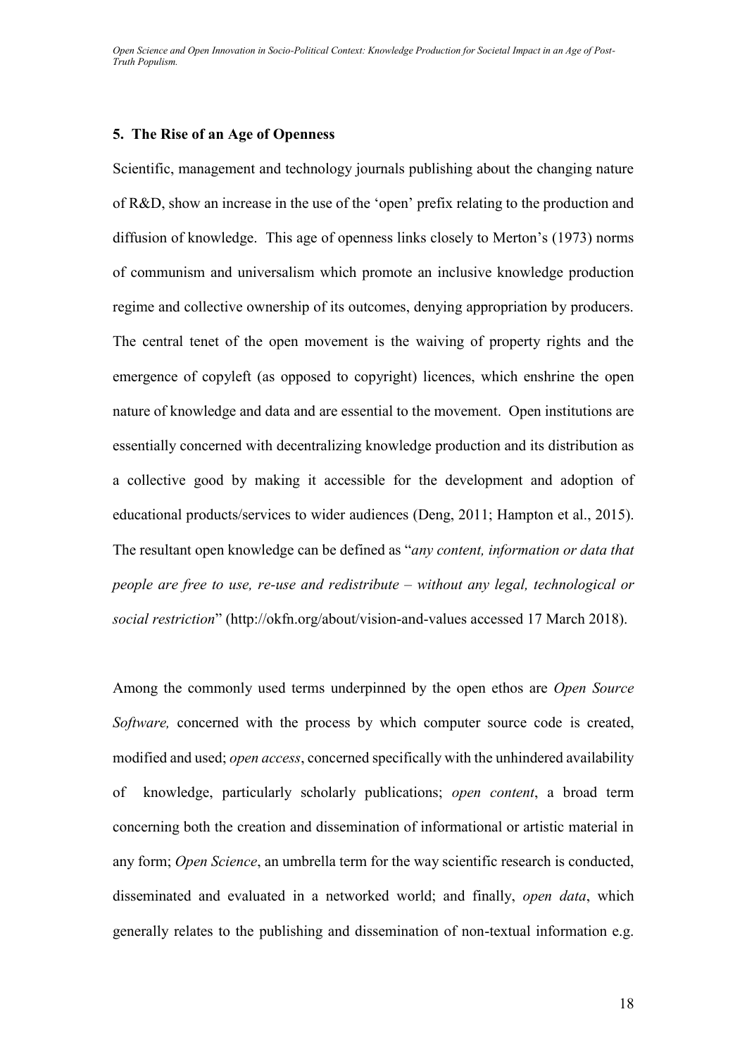## 5. The Rise of an Age of Openness

Scientific, management and technology journals publishing about the changing nature of R&D, show an increase in the use of the 'open' prefix relating to the production and diffusion of knowledge. This age of openness links closely to Merton's (1973) norms of communism and universalism which promote an inclusive knowledge production regime and collective ownership of its outcomes, denying appropriation by producers. The central tenet of the open movement is the waiving of property rights and the emergence of copyleft (as opposed to copyright) licences, which enshrine the open nature of knowledge and data and are essential to the movement. Open institutions are essentially concerned with decentralizing knowledge production and its distribution as a collective good by making it accessible for the development and adoption of educational products/services to wider audiences (Deng, 2011; Hampton et al., 2015). The resultant open knowledge can be defined as "*any content, information or data that people are free to use, re-use and redistribute – without any legal, technological or social restriction*" (http://okfn.org/about/vision-and-values accessed 17 March 2018).

Among the commonly used terms underpinned by the open ethos are *Open Source Software,* concerned with the process by which computer source code is created, modified and used; *open access*, concerned specifically with the unhindered availability of knowledge, particularly scholarly publications; *open content*, a broad term concerning both the creation and dissemination of informational or artistic material in any form; *Open Science*, an umbrella term for the way scientific research is conducted, disseminated and evaluated in a networked world; and finally, *open data*, which generally relates to the publishing and dissemination of non-textual information e.g.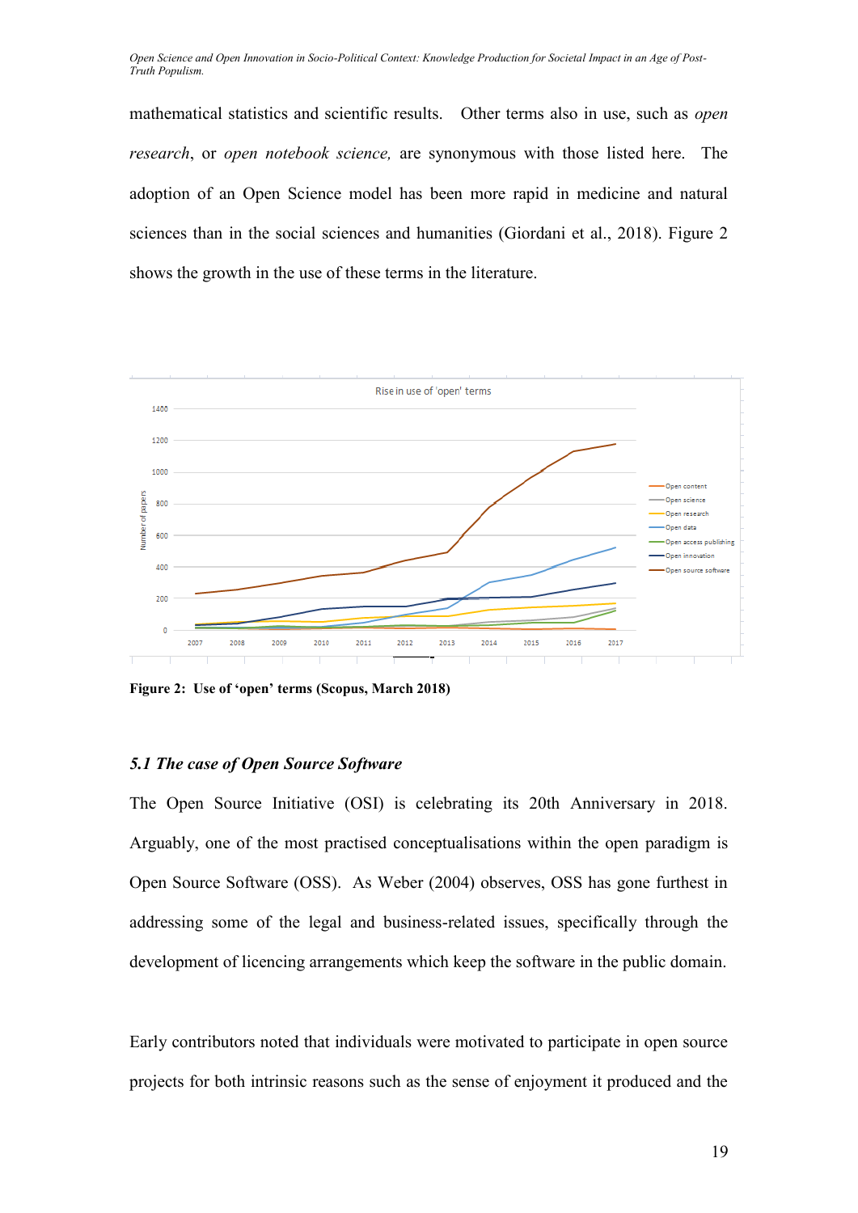mathematical statistics and scientific results. Other terms also in use, such as *open research*, or *open notebook science,* are synonymous with those listed here. The adoption of an Open Science model has been more rapid in medicine and natural sciences than in the social sciences and humanities (Giordani et al., 2018). Figure 2 shows the growth in the use of these terms in the literature.

**Figure 2: Use of 'open' terms (Scopus, March 2018)**

### *5.1 The case of Open Source Software*

The Open Source Initiative (OSI) is celebrating its 20th Anniversary in 2018. Arguably, one of the most practised conceptualisations within the open paradigm is Open Source Software (OSS). As Weber (2004) observes, OSS has gone furthest in addressing some of the legal and business-related issues, specifically through the development of licencing arrangements which keep the software in the public domain.

Early contributors noted that individuals were motivated to participate in open source projects for both intrinsic reasons such as the sense of enjoyment it produced and the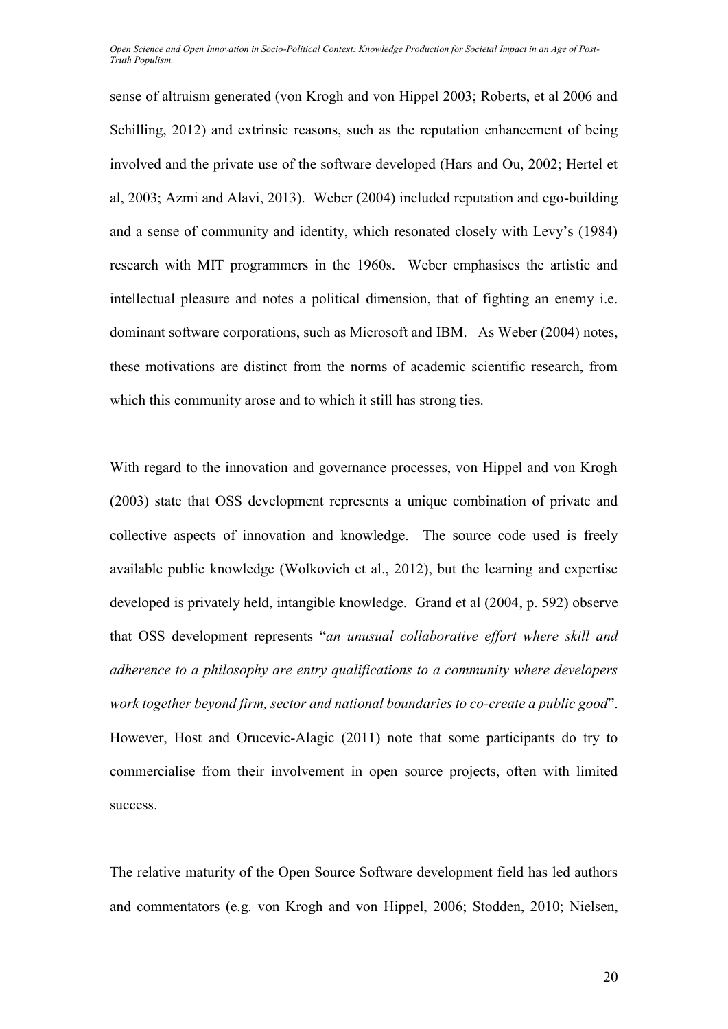sense of altruism generated (von Krogh and von Hippel 2003; Roberts, et al 2006 and Schilling, 2012) and extrinsic reasons, such as the reputation enhancement of being involved and the private use of the software developed (Hars and Ou, 2002; Hertel et al, 2003; Azmi and Alavi, 2013). Weber (2004) included reputation and ego-building and a sense of community and identity, which resonated closely with Levy's (1984) research with MIT programmers in the 1960s. Weber emphasises the artistic and intellectual pleasure and notes a political dimension, that of fighting an enemy i.e. dominant software corporations, such as Microsoft and IBM. As Weber (2004) notes, these motivations are distinct from the norms of academic scientific research, from which this community arose and to which it still has strong ties.

With regard to the innovation and governance processes, von Hippel and von Krogh (2003) state that OSS development represents a unique combination of private and collective aspects of innovation and knowledge. The source code used is freely available public knowledge (Wolkovich et al., 2012), but the learning and expertise developed is privately held, intangible knowledge. Grand et al (2004, p. 592) observe that OSS development represents "*an unusual collaborative effort where skill and adherence to a philosophy are entry qualifications to a community where developers work together beyond firm, sector and national boundaries to co-create a public good*". However, Host and Orucevic-Alagic (2011) note that some participants do try to commercialise from their involvement in open source projects, often with limited success.

The relative maturity of the Open Source Software development field has led authors and commentators (e.g. von Krogh and von Hippel, 2006; Stodden, 2010; Nielsen,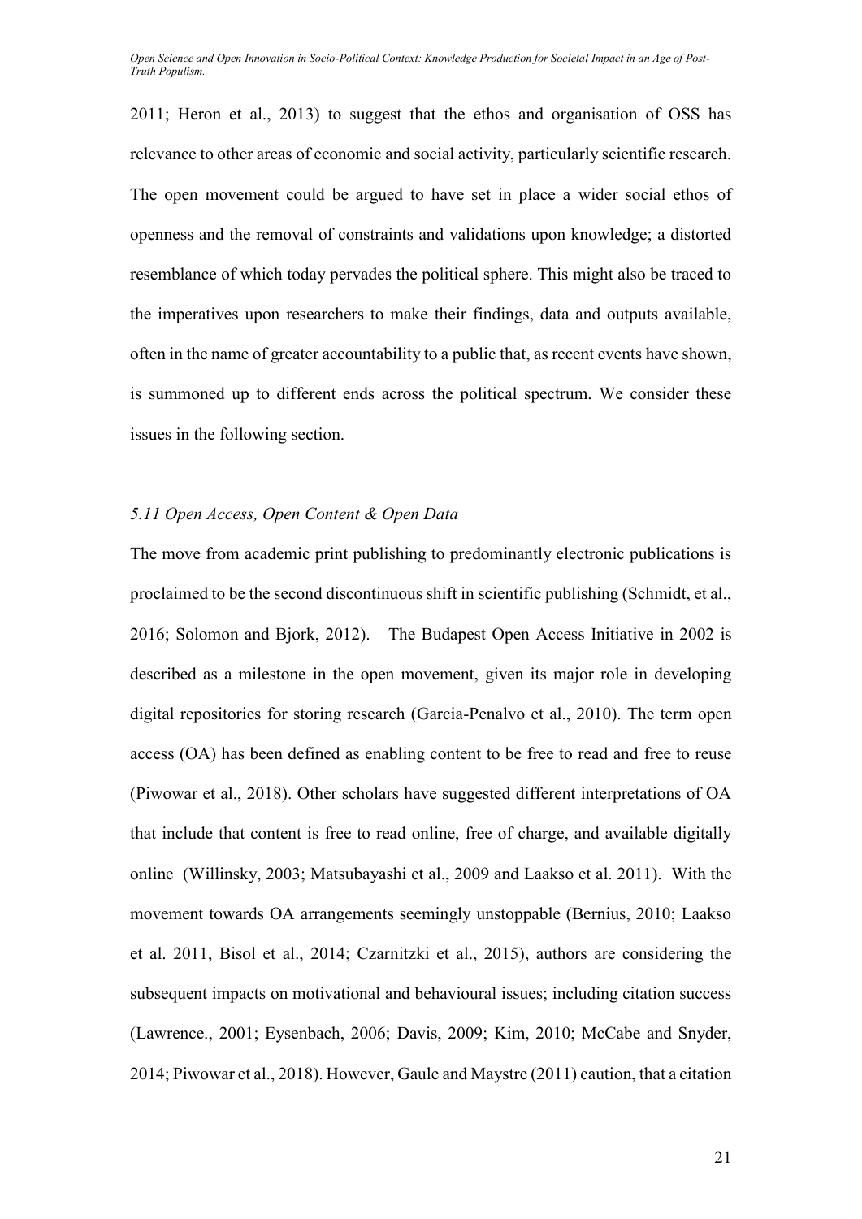2011; Heron et al., 2013) to suggest that the ethos and organisation of OSS has relevance to other areas of economic and social activity, particularly scientific research. The open movement could be argued to have set in place a wider social ethos of openness and the removal of constraints and validations upon knowledge; a distorted resemblance of which today pervades the political sphere. This might also be traced to the imperatives upon researchers to make their findings, data and outputs available, often in the name of greater accountability to a public that, as recent events have shown, is summoned up to different ends across the political spectrum. We consider these issues in the following section.

### *5.11 Open Access, Open Content & Open Data*

The move from academic print publishing to predominantly electronic publications is proclaimed to be the second discontinuous shift in scientific publishing (Schmidt, et al., 2016; Solomon and Bjork, 2012). The Budapest Open Access Initiative in 2002 is described as a milestone in the open movement, given its major role in developing digital repositories for storing research (Garcia-Penalvo et al., 2010). The term open access (OA) has been defined as enabling content to be free to read and free to reuse (Piwowar et al., 2018). Other scholars have suggested different interpretations of OA that include that content is free to read online, free of charge, and available digitally online (Willinsky, 2003; Matsubayashi et al., 2009 and Laakso et al. 2011). With the movement towards OA arrangements seemingly unstoppable (Bernius, 2010; Laakso et al. 2011, Bisol et al., 2014; Czarnitzki et al., 2015), authors are considering the subsequent impacts on motivational and behavioural issues; including citation success (Lawrence., 2001; Eysenbach, 2006; Davis, 2009; Kim, 2010; McCabe and Snyder, 2014; Piwowar et al., 2018). However, Gaule and Maystre (2011) caution, that a citation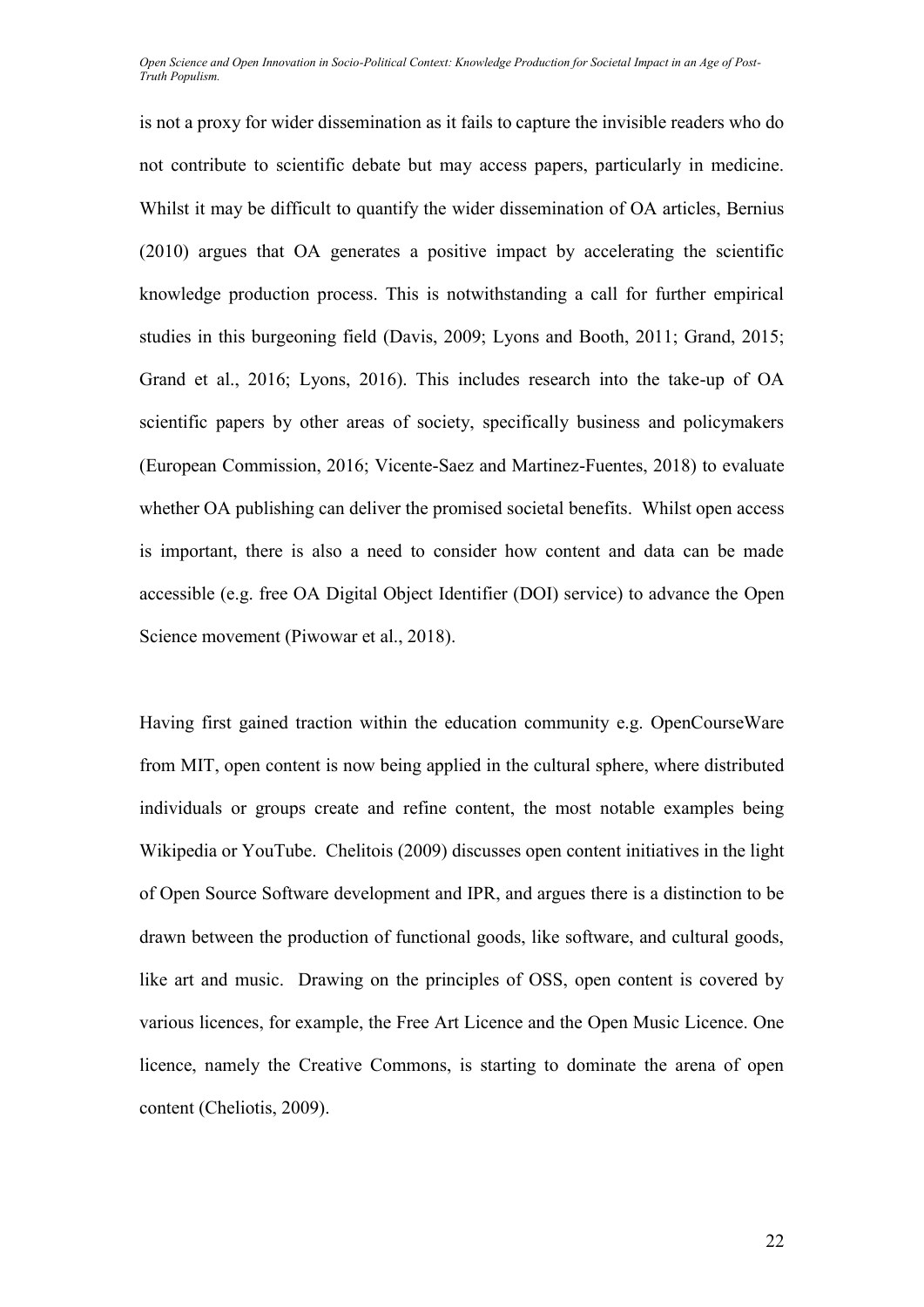is not a proxy for wider dissemination as it fails to capture the invisible readers who do not contribute to scientific debate but may access papers, particularly in medicine. Whilst it may be difficult to quantify the wider dissemination of OA articles, Bernius (2010) argues that OA generates a positive impact by accelerating the scientific knowledge production process. This is notwithstanding a call for further empirical studies in this burgeoning field (Davis, 2009; Lyons and Booth, 2011; Grand, 2015; Grand et al., 2016; Lyons, 2016). This includes research into the take-up of OA scientific papers by other areas of society, specifically business and policymakers (European Commission, 2016; Vicente-Saez and Martinez-Fuentes, 2018) to evaluate whether OA publishing can deliver the promised societal benefits. Whilst open access is important, there is also a need to consider how content and data can be made accessible (e.g. free OA Digital Object Identifier (DOI) service) to advance the Open Science movement (Piwowar et al., 2018).

Having first gained traction within the education community e.g. OpenCourseWare from MIT, open content is now being applied in the cultural sphere, where distributed individuals or groups create and refine content, the most notable examples being Wikipedia or YouTube. Chelitois (2009) discusses open content initiatives in the light of Open Source Software development and IPR, and argues there is a distinction to be drawn between the production of functional goods, like software, and cultural goods, like art and music. Drawing on the principles of OSS, open content is covered by various licences, for example, the Free Art Licence and the Open Music Licence. One licence, namely the Creative Commons, is starting to dominate the arena of open content (Cheliotis, 2009).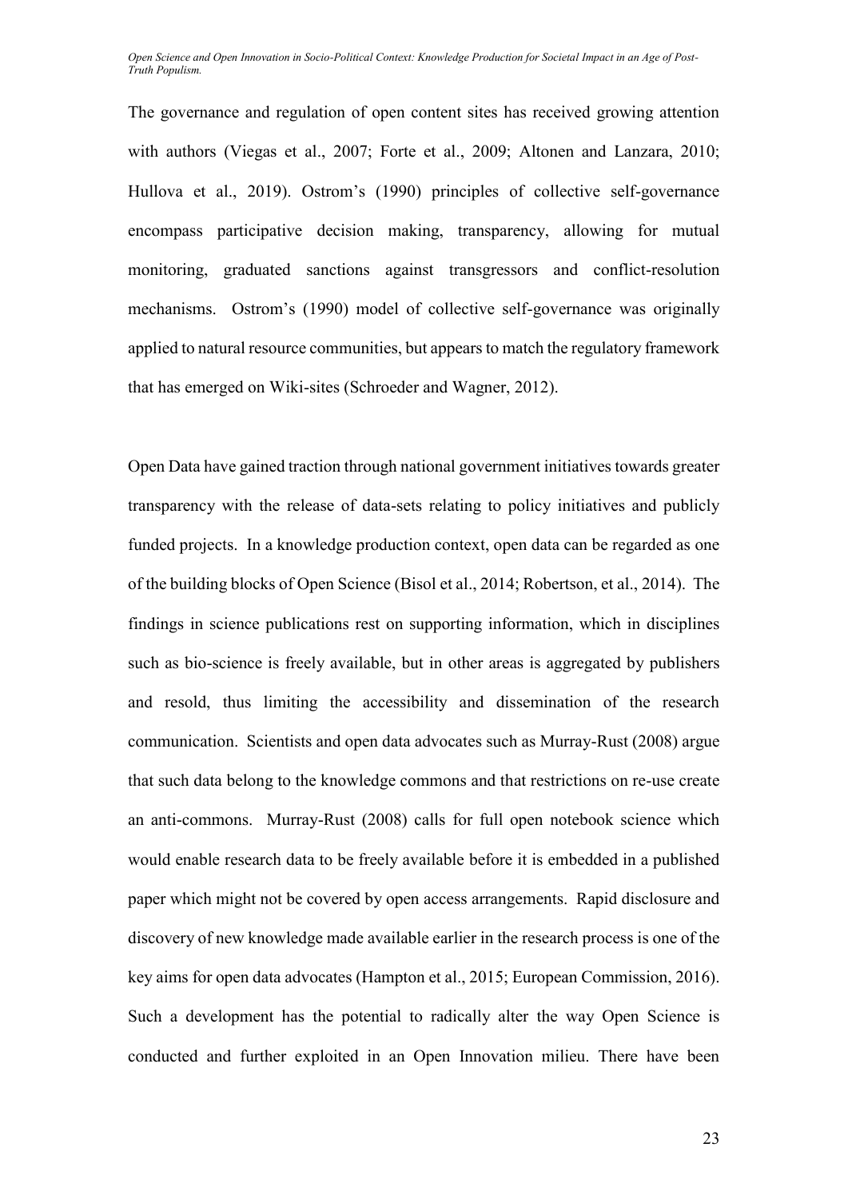The governance and regulation of open content sites has received growing attention with authors (Viegas et al., 2007; Forte et al., 2009; Altonen and Lanzara, 2010; Hullova et al., 2019). Ostrom's (1990) principles of collective self-governance encompass participative decision making, transparency, allowing for mutual monitoring, graduated sanctions against transgressors and conflict-resolution mechanisms. Ostrom's (1990) model of collective self-governance was originally applied to natural resource communities, but appears to match the regulatory framework that has emerged on Wiki-sites (Schroeder and Wagner, 2012).

Open Data have gained traction through national government initiatives towards greater transparency with the release of data-sets relating to policy initiatives and publicly funded projects. In a knowledge production context, open data can be regarded as one of the building blocks of Open Science (Bisol et al., 2014; Robertson, et al., 2014). The findings in science publications rest on supporting information, which in disciplines such as bio-science is freely available, but in other areas is aggregated by publishers and resold, thus limiting the accessibility and dissemination of the research communication. Scientists and open data advocates such as Murray-Rust (2008) argue that such data belong to the knowledge commons and that restrictions on re-use create an anti-commons. Murray-Rust (2008) calls for full open notebook science which would enable research data to be freely available before it is embedded in a published paper which might not be covered by open access arrangements. Rapid disclosure and discovery of new knowledge made available earlier in the research process is one of the key aims for open data advocates (Hampton et al., 2015; European Commission, 2016). Such a development has the potential to radically alter the way Open Science is conducted and further exploited in an Open Innovation milieu. There have been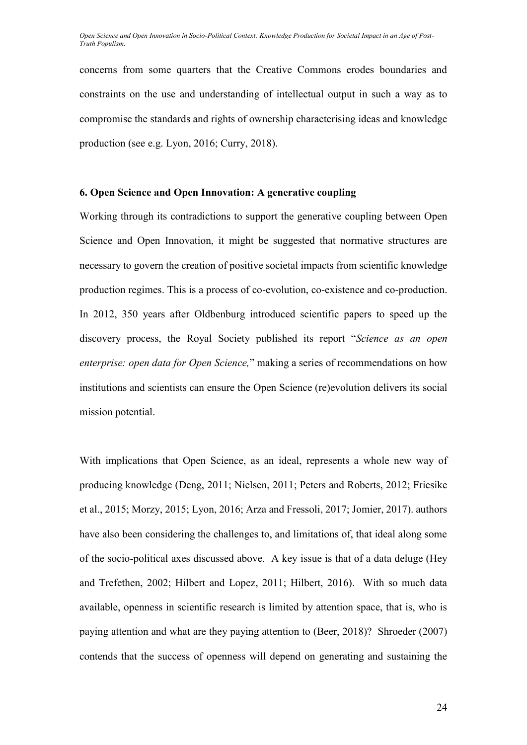concerns from some quarters that the Creative Commons erodes boundaries and constraints on the use and understanding of intellectual output in such a way as to compromise the standards and rights of ownership characterising ideas and knowledge production (see e.g. Lyon, 2016; Curry, 2018).

## 6. Open Science and Open Innovation: A generative coupling

Working through its contradictions to support the generative coupling between Open Science and Open Innovation, it might be suggested that normative structures are necessary to govern the creation of positive societal impacts from scientific knowledge production regimes. This is a process of co-evolution, co-existence and co-production. In 2012, 350 years after Oldbenburg introduced scientific papers to speed up the discovery process, the Royal Society published its report "*Science as an open enterprise: open data for Open Science,*" making a series of recommendations on how institutions and scientists can ensure the Open Science (re)evolution delivers its social mission potential.

With implications that Open Science, as an ideal, represents a whole new way of producing knowledge (Deng, 2011; Nielsen, 2011; Peters and Roberts, 2012; Friesike et al., 2015; Morzy, 2015; Lyon, 2016; Arza and Fressoli, 2017; Jomier, 2017). authors have also been considering the challenges to, and limitations of, that ideal along some of the socio-political axes discussed above. A key issue is that of a data deluge (Hey and Trefethen, 2002; Hilbert and Lopez, 2011; Hilbert, 2016). With so much data available, openness in scientific research is limited by attention space, that is, who is paying attention and what are they paying attention to (Beer, 2018)? Shroeder (2007) contends that the success of openness will depend on generating and sustaining the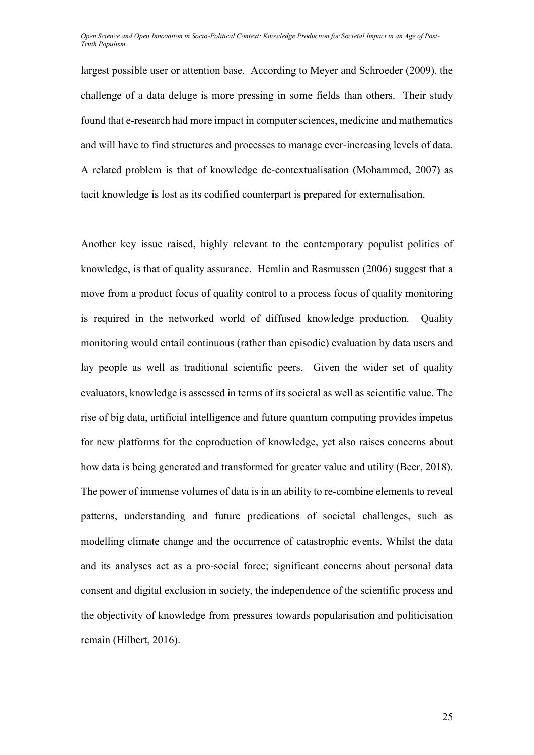largest possible user or attention base. According to Meyer and Schroeder (2009), the challenge of a data deluge is more pressing in some fields than others. Their study found that e-research had more impact in computer sciences, medicine and mathematics and will have to find structures and processes to manage ever-increasing levels of data. A related problem is that of knowledge de-contextualisation (Mohammed, 2007) as tacit knowledge is lost as its codified counterpart is prepared for externalisation.

Another key issue raised, highly relevant to the contemporary populist politics of knowledge, is that of quality assurance. Hemlin and Rasmussen (2006) suggest that a move from a product focus of quality control to a process focus of quality monitoring is required in the networked world of diffused knowledge production. Quality monitoring would entail continuous (rather than episodic) evaluation by data users and lay people as well as traditional scientific peers. Given the wider set of quality evaluators, knowledge is assessed in terms of its societal as well as scientific value. The rise of big data, artificial intelligence and future quantum computing provides impetus for new platforms for the coproduction of knowledge, yet also raises concerns about how data is being generated and transformed for greater value and utility (Beer, 2018). The power of immense volumes of data is in an ability to re-combine elements to reveal patterns, understanding and future predications of societal challenges, such as modelling climate change and the occurrence of catastrophic events. Whilst the data and its analyses act as a pro-social force; significant concerns about personal data consent and digital exclusion in society, the independence of the scientific process and the objectivity of knowledge from pressures towards popularisation and politicisation remain (Hilbert, 2016).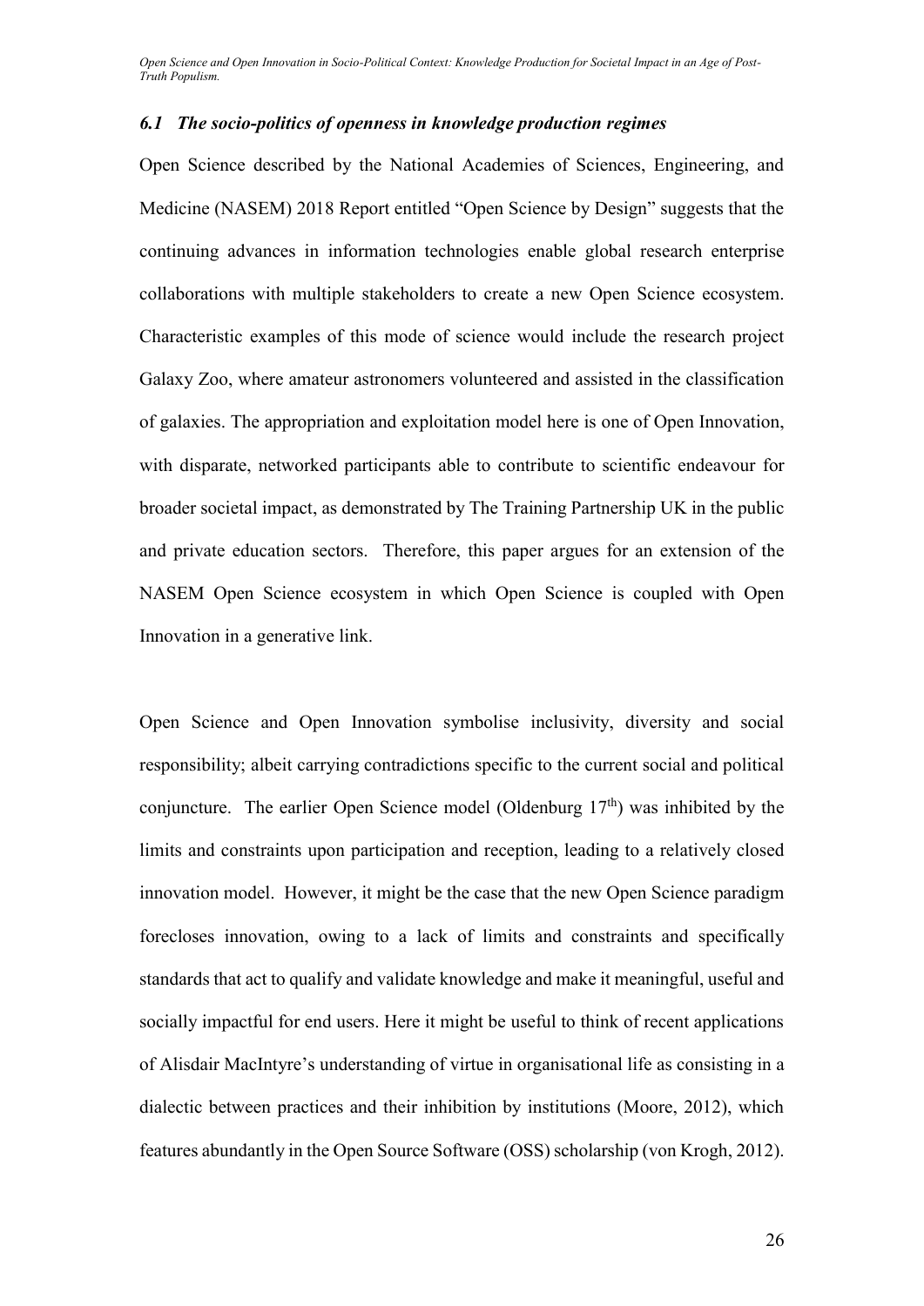### *6.1 The socio-politics of openness in knowledge production regimes*

Open Science described by the National Academies of Sciences, Engineering, and Medicine (NASEM) 2018 Report entitled "Open Science by Design" suggests that the continuing advances in information technologies enable global research enterprise collaborations with multiple stakeholders to create a new Open Science ecosystem. Characteristic examples of this mode of science would include the research project Galaxy Zoo, where amateur astronomers volunteered and assisted in the classification of galaxies. The appropriation and exploitation model here is one of Open Innovation, with disparate, networked participants able to contribute to scientific endeavour for broader societal impact, as demonstrated by The Training Partnership UK in the public and private education sectors. Therefore, this paper argues for an extension of the NASEM Open Science ecosystem in which Open Science is coupled with Open Innovation in a generative link.

Open Science and Open Innovation symbolise inclusivity, diversity and social responsibility; albeit carrying contradictions specific to the current social and political conjuncture. The earlier Open Science model (Oldenburg 17th) was inhibited by the limits and constraints upon participation and reception, leading to a relatively closed innovation model. However, it might be the case that the new Open Science paradigm forecloses innovation, owing to a lack of limits and constraints and specifically standards that act to qualify and validate knowledge and make it meaningful, useful and socially impactful for end users. Here it might be useful to think of recent applications of Alisdair MacIntyre's understanding of virtue in organisational life as consisting in a dialectic between practices and their inhibition by institutions (Moore, 2012), which features abundantly in the Open Source Software (OSS) scholarship (von Krogh, 2012).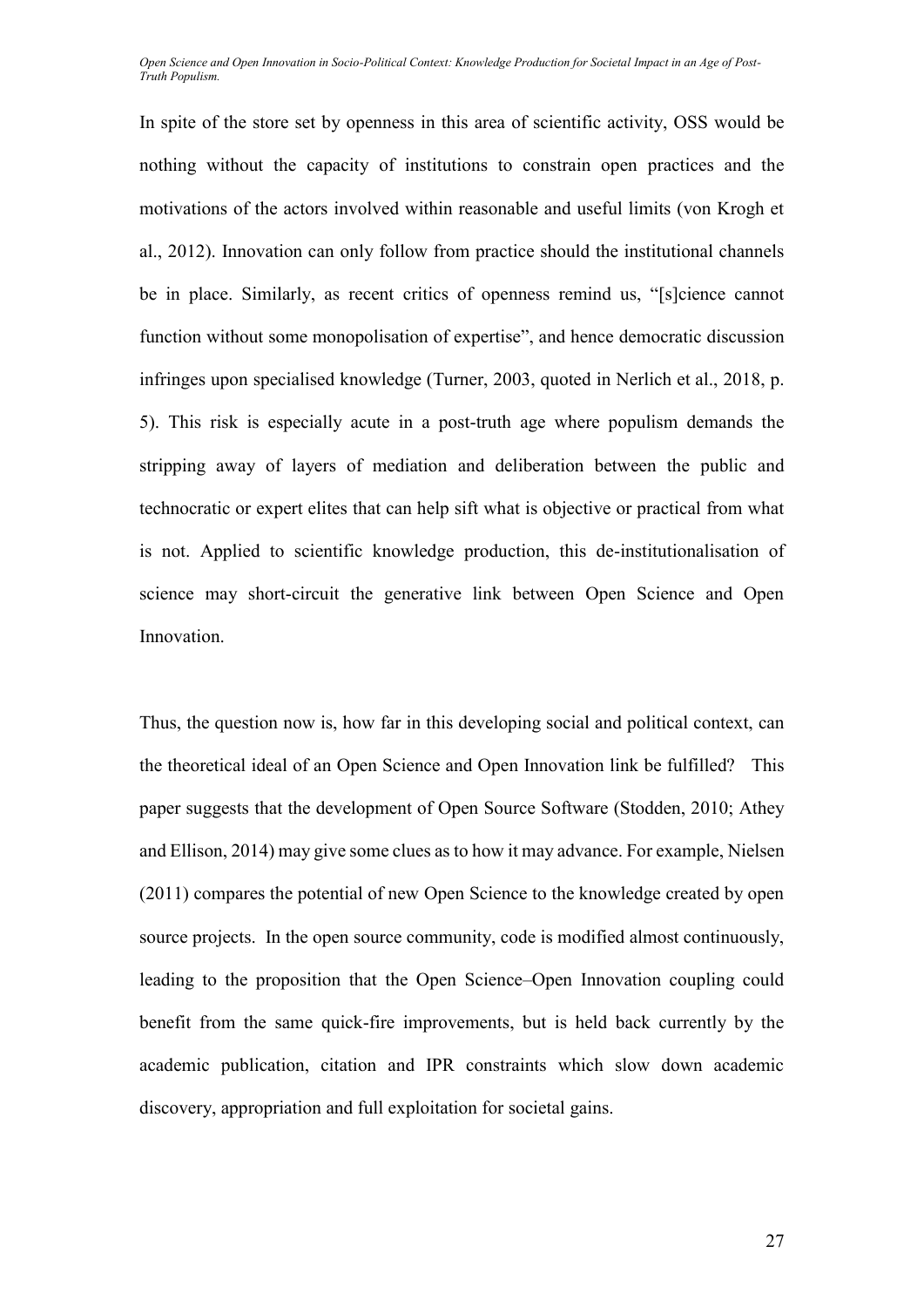In spite of the store set by openness in this area of scientific activity, OSS would be nothing without the capacity of institutions to constrain open practices and the motivations of the actors involved within reasonable and useful limits (von Krogh et al., 2012). Innovation can only follow from practice should the institutional channels be in place. Similarly, as recent critics of openness remind us, "[s]cience cannot function without some monopolisation of expertise", and hence democratic discussion infringes upon specialised knowledge (Turner, 2003, quoted in Nerlich et al., 2018, p. 5). This risk is especially acute in a post-truth age where populism demands the stripping away of layers of mediation and deliberation between the public and technocratic or expert elites that can help sift what is objective or practical from what is not. Applied to scientific knowledge production, this de-institutionalisation of science may short-circuit the generative link between Open Science and Open Innovation.

Thus, the question now is, how far in this developing social and political context, can the theoretical ideal of an Open Science and Open Innovation link be fulfilled? This paper suggests that the development of Open Source Software (Stodden, 2010; Athey and Ellison, 2014) may give some clues as to how it may advance. For example, Nielsen (2011) compares the potential of new Open Science to the knowledge created by open source projects. In the open source community, code is modified almost continuously, leading to the proposition that the Open Science–Open Innovation coupling could benefit from the same quick-fire improvements, but is held back currently by the academic publication, citation and IPR constraints which slow down academic discovery, appropriation and full exploitation for societal gains.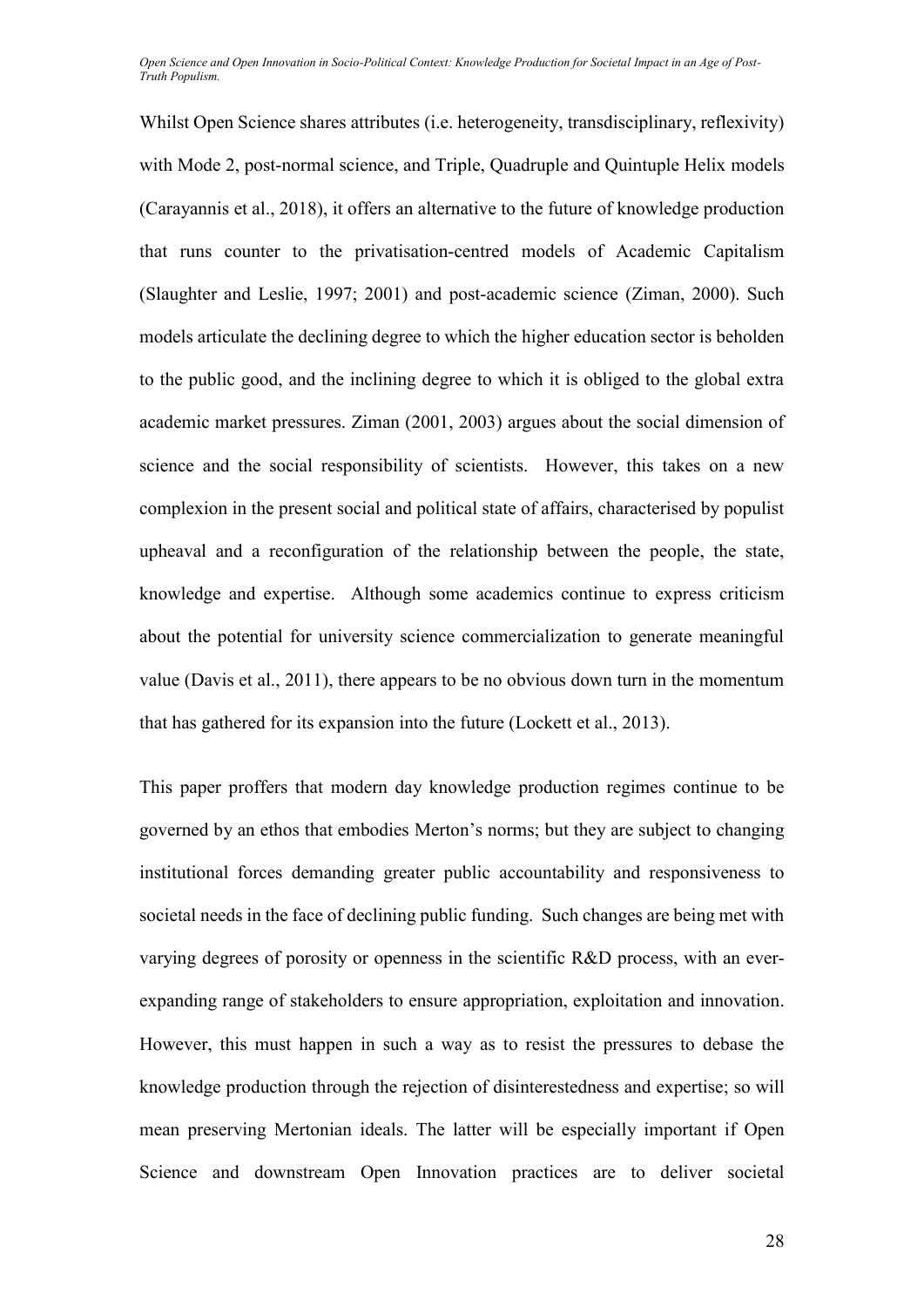Whilst Open Science shares attributes (i.e. heterogeneity, transdisciplinary, reflexivity) with Mode 2, post-normal science, and Triple, Quadruple and Quintuple Helix models (Carayannis et al., 2018), it offers an alternative to the future of knowledge production that runs counter to the privatisation-centred models of Academic Capitalism (Slaughter and Leslie, 1997; 2001) and post-academic science (Ziman, 2000). Such models articulate the declining degree to which the higher education sector is beholden to the public good, and the inclining degree to which it is obliged to the global extra academic market pressures. Ziman (2001, 2003) argues about the social dimension of science and the social responsibility of scientists. However, this takes on a new complexion in the present social and political state of affairs, characterised by populist upheaval and a reconfiguration of the relationship between the people, the state, knowledge and expertise. Although some academics continue to express criticism about the potential for university science commercialization to generate meaningful value (Davis et al., 2011), there appears to be no obvious down turn in the momentum that has gathered for its expansion into the future (Lockett et al., 2013).

This paper proffers that modern day knowledge production regimes continue to be governed by an ethos that embodies Merton's norms; but they are subject to changing institutional forces demanding greater public accountability and responsiveness to societal needs in the face of declining public funding. Such changes are being met with varying degrees of porosity or openness in the scientific R&D process, with an ever-expanding range of stakeholders to ensure appropriation, exploitation and innovation. However, this must happen in such a way as to resist the pressures to debase the knowledge production through the rejection of disinterestedness and expertise; so will mean preserving Mertonian ideals. The latter will be especially important if Open Science and downstream Open Innovation practices are to deliver societal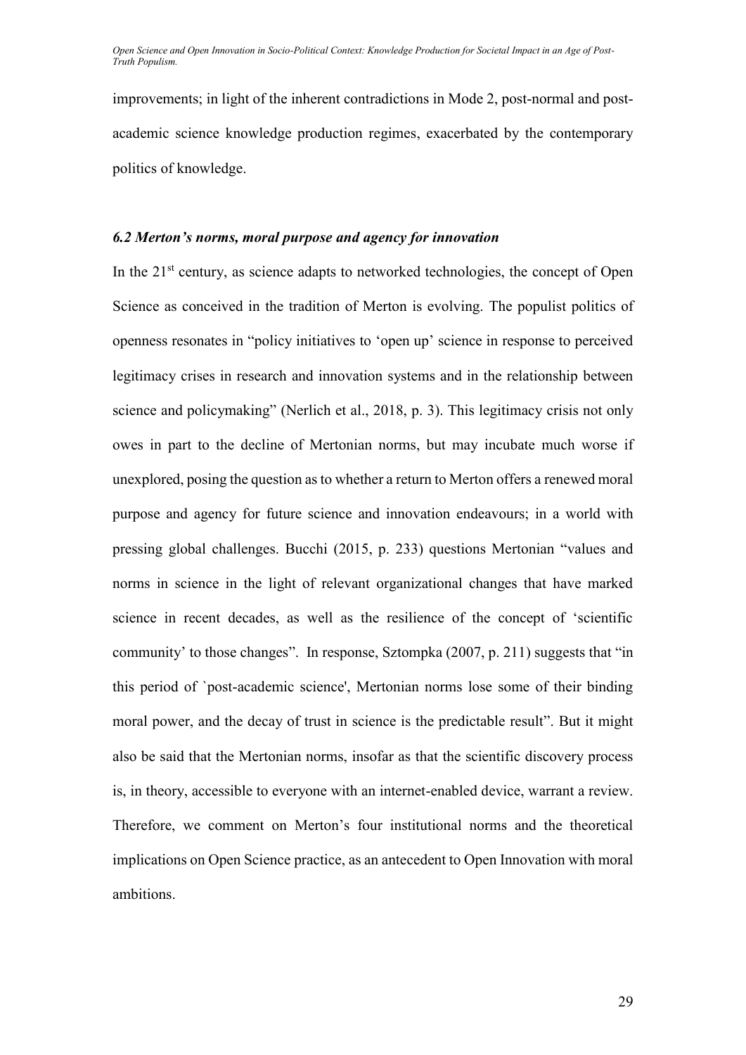improvements; in light of the inherent contradictions in Mode 2, post-normal and post-academic science knowledge production regimes, exacerbated by the contemporary politics of knowledge.

### *6.2 Merton's norms, moral purpose and agency for innovation*

In the 21st century, as science adapts to networked technologies, the concept of Open Science as conceived in the tradition of Merton is evolving. The populist politics of openness resonates in "policy initiatives to 'open up' science in response to perceived legitimacy crises in research and innovation systems and in the relationship between science and policymaking" (Nerlich et al., 2018, p. 3). This legitimacy crisis not only owes in part to the decline of Mertonian norms, but may incubate much worse if unexplored, posing the question as to whether a return to Merton offers a renewed moral purpose and agency for future science and innovation endeavours; in a world with pressing global challenges. Bucchi (2015, p. 233) questions Mertonian "values and norms in science in the light of relevant organizational changes that have marked science in recent decades, as well as the resilience of the concept of 'scientific community' to those changes". In response, Sztompka (2007, p. 211) suggests that "in this period of `post-academic science', Mertonian norms lose some of their binding moral power, and the decay of trust in science is the predictable result". But it might also be said that the Mertonian norms, insofar as that the scientific discovery process is, in theory, accessible to everyone with an internet-enabled device, warrant a review. Therefore, we comment on Merton's four institutional norms and the theoretical implications on Open Science practice, as an antecedent to Open Innovation with moral ambitions.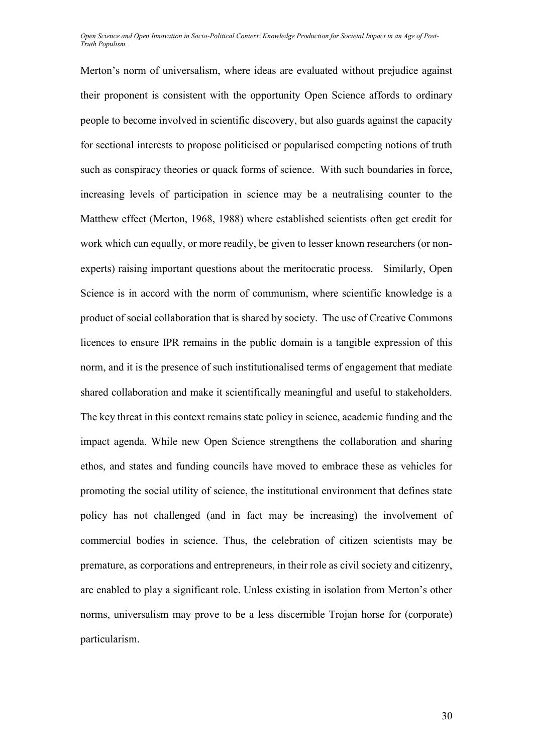Merton's norm of universalism, where ideas are evaluated without prejudice against their proponent is consistent with the opportunity Open Science affords to ordinary people to become involved in scientific discovery, but also guards against the capacity for sectional interests to propose politicised or popularised competing notions of truth such as conspiracy theories or quack forms of science. With such boundaries in force, increasing levels of participation in science may be a neutralising counter to the Matthew effect (Merton, 1968, 1988) where established scientists often get credit for work which can equally, or more readily, be given to lesser known researchers (or non-experts) raising important questions about the meritocratic process. Similarly, Open Science is in accord with the norm of communism, where scientific knowledge is a product of social collaboration that is shared by society. The use of Creative Commons licences to ensure IPR remains in the public domain is a tangible expression of this norm, and it is the presence of such institutionalised terms of engagement that mediate shared collaboration and make it scientifically meaningful and useful to stakeholders. The key threat in this context remains state policy in science, academic funding and the impact agenda. While new Open Science strengthens the collaboration and sharing ethos, and states and funding councils have moved to embrace these as vehicles for promoting the social utility of science, the institutional environment that defines state policy has not challenged (and in fact may be increasing) the involvement of commercial bodies in science. Thus, the celebration of citizen scientists may be premature, as corporations and entrepreneurs, in their role as civil society and citizenry, are enabled to play a significant role. Unless existing in isolation from Merton's other norms, universalism may prove to be a less discernible Trojan horse for (corporate) particularism.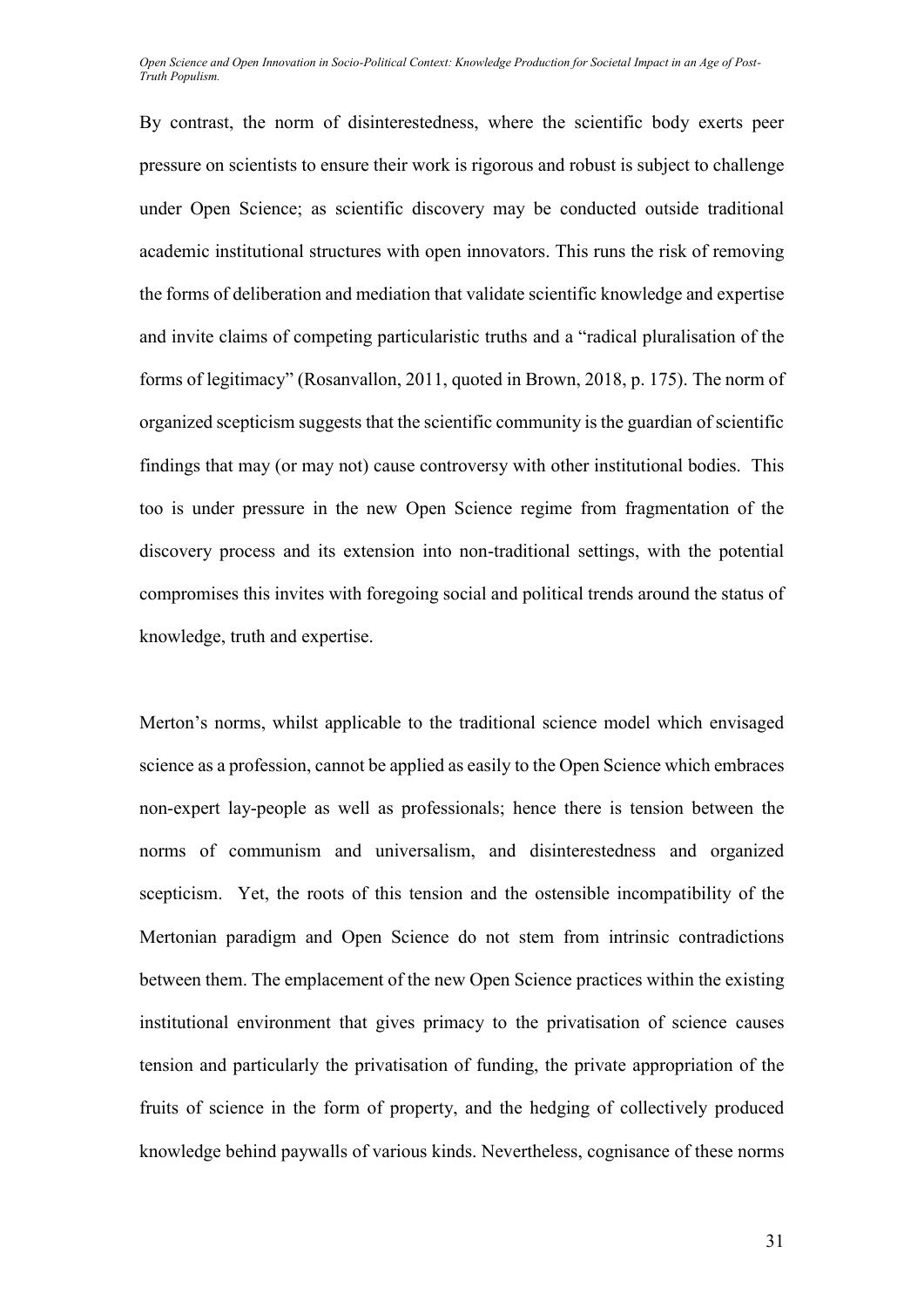By contrast, the norm of disinterestedness, where the scientific body exerts peer pressure on scientists to ensure their work is rigorous and robust is subject to challenge under Open Science; as scientific discovery may be conducted outside traditional academic institutional structures with open innovators. This runs the risk of removing the forms of deliberation and mediation that validate scientific knowledge and expertise and invite claims of competing particularistic truths and a "radical pluralisation of the forms of legitimacy" (Rosanvallon, 2011, quoted in Brown, 2018, p. 175). The norm of organized scepticism suggests that the scientific community is the guardian of scientific findings that may (or may not) cause controversy with other institutional bodies. This too is under pressure in the new Open Science regime from fragmentation of the discovery process and its extension into non-traditional settings, with the potential compromises this invites with foregoing social and political trends around the status of knowledge, truth and expertise.

Merton's norms, whilst applicable to the traditional science model which envisaged science as a profession, cannot be applied as easily to the Open Science which embraces non-expert lay-people as well as professionals; hence there is tension between the norms of communism and universalism, and disinterestedness and organized scepticism. Yet, the roots of this tension and the ostensible incompatibility of the Mertonian paradigm and Open Science do not stem from intrinsic contradictions between them. The emplacement of the new Open Science practices within the existing institutional environment that gives primacy to the privatisation of science causes tension and particularly the privatisation of funding, the private appropriation of the fruits of science in the form of property, and the hedging of collectively produced knowledge behind paywalls of various kinds. Nevertheless, cognisance of these norms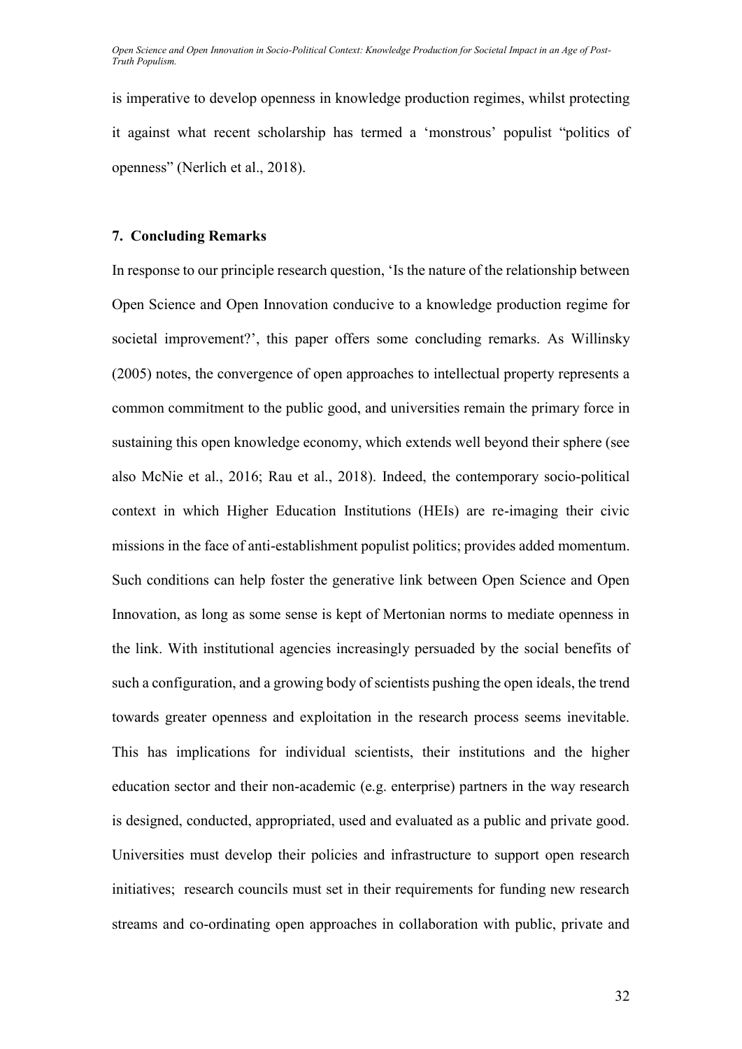is imperative to develop openness in knowledge production regimes, whilst protecting it against what recent scholarship has termed a 'monstrous' populist "politics of openness" (Nerlich et al., 2018).

## 7. Concluding Remarks

In response to our principle research question, 'Is the nature of the relationship between Open Science and Open Innovation conducive to a knowledge production regime for societal improvement?', this paper offers some concluding remarks. As Willinsky (2005) notes, the convergence of open approaches to intellectual property represents a common commitment to the public good, and universities remain the primary force in sustaining this open knowledge economy, which extends well beyond their sphere (see also McNie et al., 2016; Rau et al., 2018). Indeed, the contemporary socio-political context in which Higher Education Institutions (HEIs) are re-imaging their civic missions in the face of anti-establishment populist politics; provides added momentum. Such conditions can help foster the generative link between Open Science and Open Innovation, as long as some sense is kept of Mertonian norms to mediate openness in the link. With institutional agencies increasingly persuaded by the social benefits of such a configuration, and a growing body of scientists pushing the open ideals, the trend towards greater openness and exploitation in the research process seems inevitable. This has implications for individual scientists, their institutions and the higher education sector and their non-academic (e.g. enterprise) partners in the way research is designed, conducted, appropriated, used and evaluated as a public and private good. Universities must develop their policies and infrastructure to support open research initiatives; research councils must set in their requirements for funding new research streams and co-ordinating open approaches in collaboration with public, private and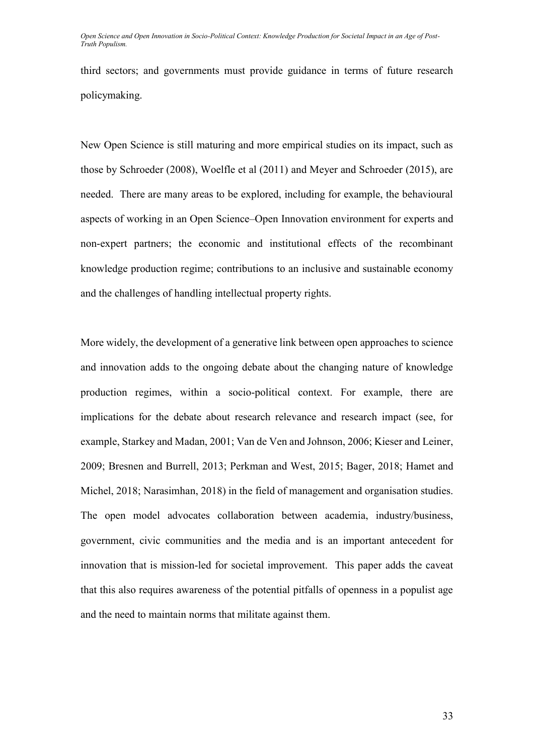third sectors; and governments must provide guidance in terms of future research policymaking.

New Open Science is still maturing and more empirical studies on its impact, such as those by Schroeder (2008), Woelfle et al (2011) and Meyer and Schroeder (2015), are needed. There are many areas to be explored, including for example, the behavioural aspects of working in an Open Science–Open Innovation environment for experts and non-expert partners; the economic and institutional effects of the recombinant knowledge production regime; contributions to an inclusive and sustainable economy and the challenges of handling intellectual property rights.

More widely, the development of a generative link between open approaches to science and innovation adds to the ongoing debate about the changing nature of knowledge production regimes, within a socio-political context. For example, there are implications for the debate about research relevance and research impact (see, for example, Starkey and Madan, 2001; Van de Ven and Johnson, 2006; Kieser and Leiner, 2009; Bresnen and Burrell, 2013; Perkman and West, 2015; Bager, 2018; Hamet and Michel, 2018; Narasimhan, 2018) in the field of management and organisation studies. The open model advocates collaboration between academia, industry/business, government, civic communities and the media and is an important antecedent for innovation that is mission-led for societal improvement. This paper adds the caveat that this also requires awareness of the potential pitfalls of openness in a populist age and the need to maintain norms that militate against them.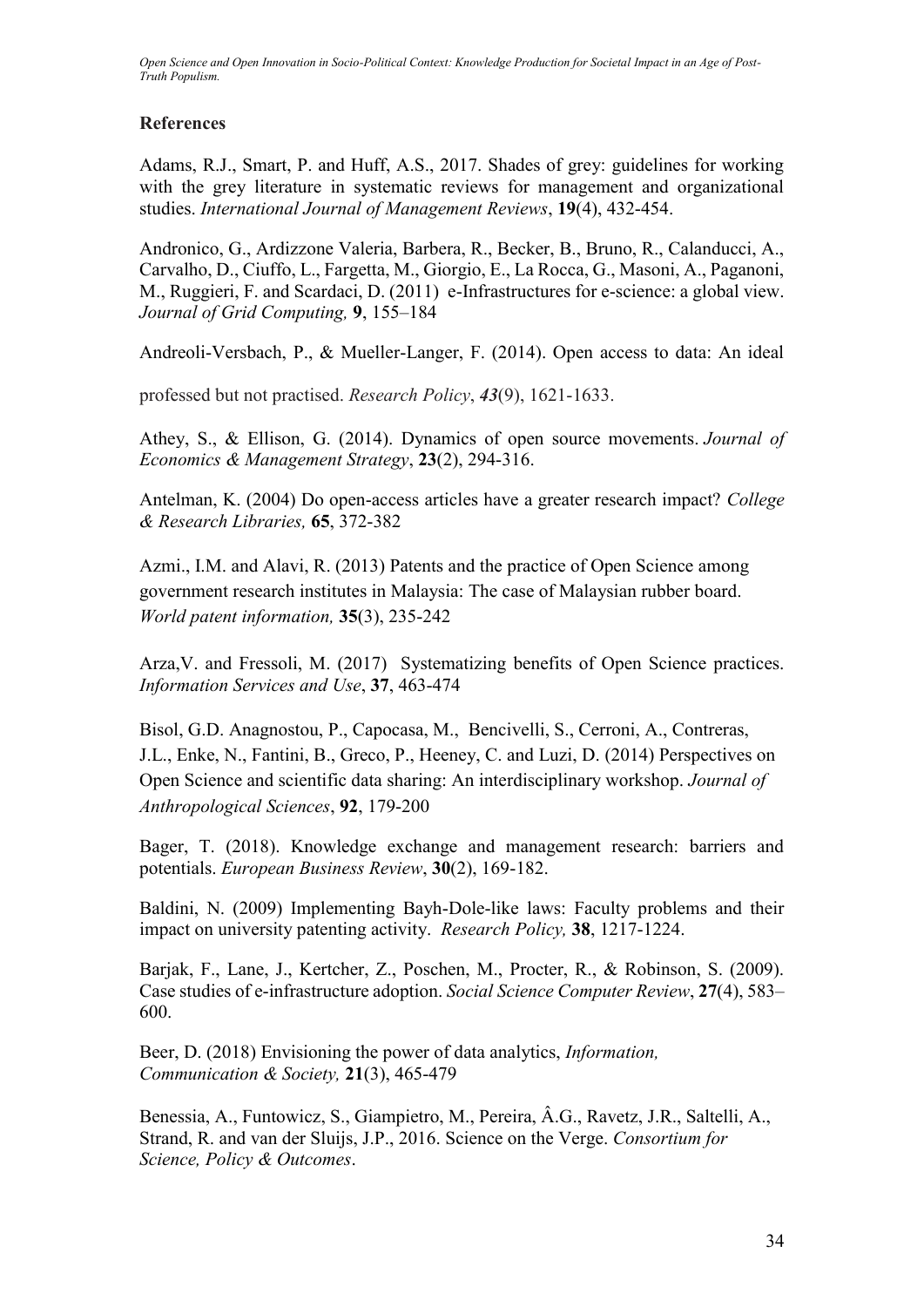## References

Adams, R.J., Smart, P. and Huff, A.S., 2017. Shades of grey: guidelines for working with the grey literature in systematic reviews for management and organizational studies. *International Journal of Management Reviews*, **19**(4), 432-454.

Andronico, G., Ardizzone Valeria, Barbera, R., Becker, B., Bruno, R., Calanducci, A., Carvalho, D., Ciuffo, L., Fargetta, M., Giorgio, E., La Rocca, G., Masoni, A., Paganoni, M., Ruggieri, F. and Scardaci, D. (2011) e-Infrastructures for e-science: a global view. *Journal of Grid Computing,* **9**, 155–184

Andreoli-Versbach, P., & Mueller-Langer, F. (2014). Open access to data: An ideal professed but not practised. *Research Policy*, ***43***(9), 1621-1633.

Athey, S., & Ellison, G. (2014). Dynamics of open source movements. *Journal of Economics & Management Strategy*, **23**(2), 294-316.

Antelman, K. (2004) Do open-access articles have a greater research impact? *College & Research Libraries,* **65**, 372-382

Azmi., I.M. and Alavi, R. (2013) Patents and the practice of Open Science among government research institutes in Malaysia: The case of Malaysian rubber board. *World patent information,* **35**(3), 235-242

Arza,V. and Fressoli, M. (2017) Systematizing benefits of Open Science practices. *Information Services and Use*, **37**, 463-474

Bisol, G.D. Anagnostou, P., Capocasa, M., Bencivelli, S., Cerroni, A., Contreras, J.L., Enke, N., Fantini, B., Greco, P., Heeney, C. and Luzi, D. (2014) Perspectives on Open Science and scientific data sharing: An interdisciplinary workshop. *Journal of Anthropological Sciences*, **92**, 179-200

Bager, T. (2018). Knowledge exchange and management research: barriers and potentials. *European Business Review*, **30**(2), 169-182.

Baldini, N. (2009) Implementing Bayh-Dole-like laws: Faculty problems and their impact on university patenting activity. *Research Policy,* **38**, 1217-1224.

Barjak, F., Lane, J., Kertcher, Z., Poschen, M., Procter, R., & Robinson, S. (2009). Case studies of e-infrastructure adoption. *Social Science Computer Review*, **27**(4), 583–600.

Beer, D. (2018) Envisioning the power of data analytics, *Information, Communication & Society,* **21**(3), 465-479

Benessia, A., Funtowicz, S., Giampietro, M., Pereira, Â.G., Ravetz, J.R., Saltelli, A., Strand, R. and van der Sluijs, J.P., 2016. Science on the Verge. *Consortium for Science, Policy & Outcomes*.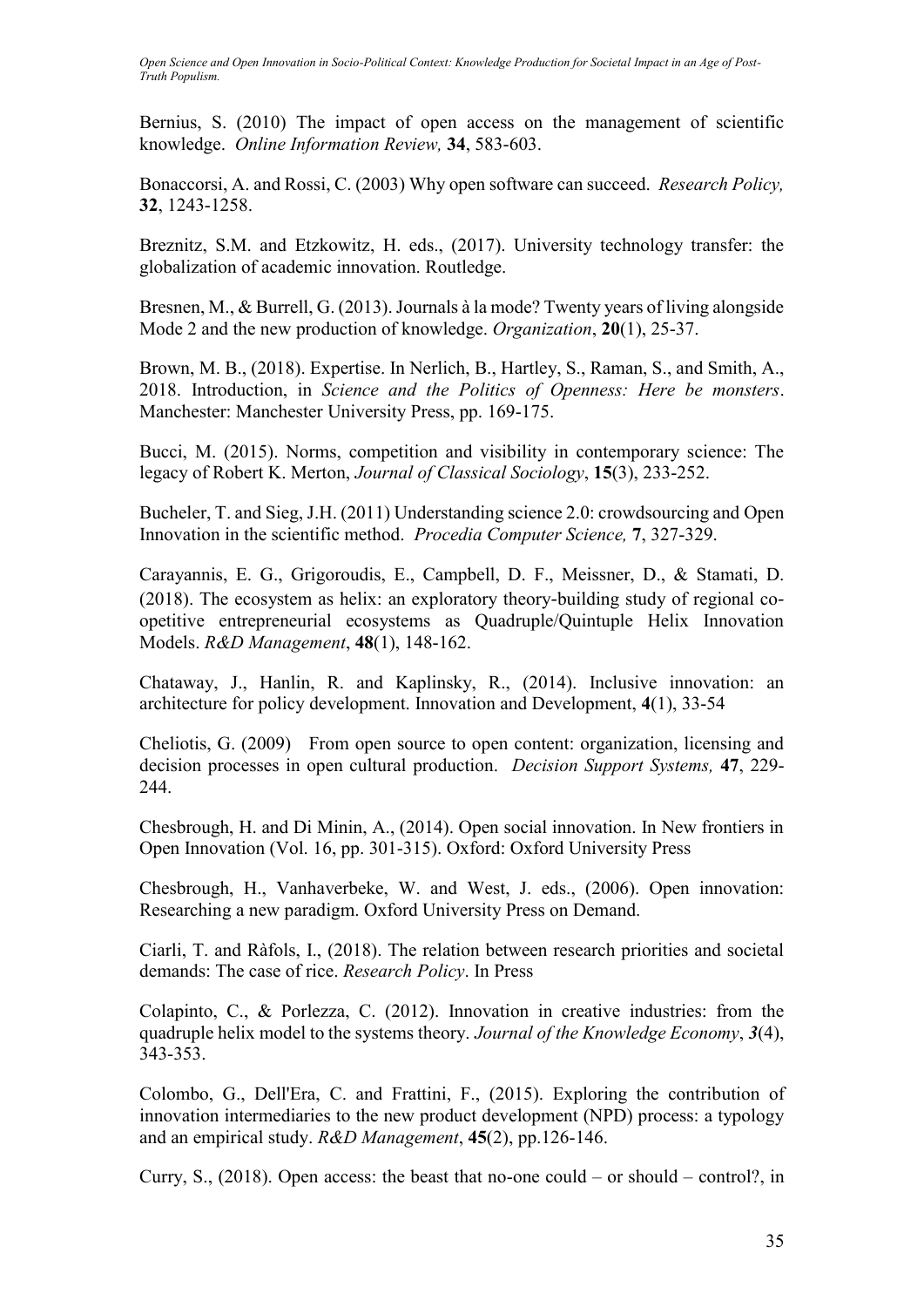Bernius, S. (2010) The impact of open access on the management of scientific knowledge. *Online Information Review,* **34**, 583-603.

Bonaccorsi, A. and Rossi, C. (2003) Why open software can succeed. *Research Policy,* **32**, 1243-1258.

Breznitz, S.M. and Etzkowitz, H. eds., (2017). University technology transfer: the globalization of academic innovation. Routledge.

Bresnen, M., & Burrell, G. (2013). Journals à la mode? Twenty years of living alongside Mode 2 and the new production of knowledge. *Organization*, **20**(1), 25-37.

Brown, M. B., (2018). Expertise. In Nerlich, B., Hartley, S., Raman, S., and Smith, A., 2018. Introduction, in *Science and the Politics of Openness: Here be monsters*. Manchester: Manchester University Press, pp. 169-175.

Bucci, M. (2015). Norms, competition and visibility in contemporary science: The legacy of Robert K. Merton, *Journal of Classical Sociology*, **15**(3), 233-252.

Bucheler, T. and Sieg, J.H. (2011) Understanding science 2.0: crowdsourcing and Open Innovation in the scientific method. *Procedia Computer Science,* **7**, 327-329.

Carayannis, E. G., Grigoroudis, E., Campbell, D. F., Meissner, D., & Stamati, D. (2018). The ecosystem as helix: an exploratory theory-building study of regional co-opetitive entrepreneurial ecosystems as Quadruple/Quintuple Helix Innovation Models. *R&D Management*, **48**(1), 148-162.

Chataway, J., Hanlin, R. and Kaplinsky, R., (2014). Inclusive innovation: an architecture for policy development. Innovation and Development, **4**(1), 33-54

Cheliotis, G. (2009) From open source to open content: organization, licensing and decision processes in open cultural production. *Decision Support Systems,* **47**, 229-244.

Chesbrough, H. and Di Minin, A., (2014). Open social innovation. In New frontiers in Open Innovation (Vol. 16, pp. 301-315). Oxford: Oxford University Press

Chesbrough, H., Vanhaverbeke, W. and West, J. eds., (2006). Open innovation: Researching a new paradigm. Oxford University Press on Demand.

Ciarli, T. and Ràfols, I., (2018). The relation between research priorities and societal demands: The case of rice. *Research Policy*. In Press

Colapinto, C., & Porlezza, C. (2012). Innovation in creative industries: from the quadruple helix model to the systems theory. *Journal of the Knowledge Economy*, ***3***(4), 343-353.

Colombo, G., Dell'Era, C. and Frattini, F., (2015). Exploring the contribution of innovation intermediaries to the new product development (NPD) process: a typology and an empirical study. *R&D Management*, **45**(2), pp.126-146.

Curry, S., (2018). Open access: the beast that no-one could – or should – control?, in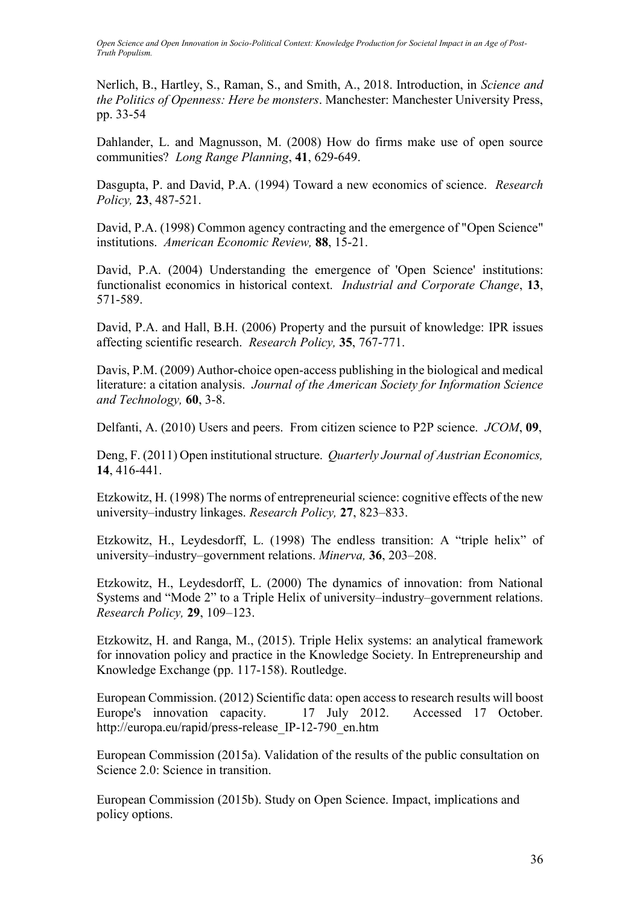Nerlich, B., Hartley, S., Raman, S., and Smith, A., 2018. Introduction, in *Science and the Politics of Openness: Here be monsters*. Manchester: Manchester University Press, pp. 33-54

Dahlander, L. and Magnusson, M. (2008) How do firms make use of open source communities? *Long Range Planning*, **41**, 629-649.

Dasgupta, P. and David, P.A. (1994) Toward a new economics of science. *Research Policy,* **23**, 487-521.

David, P.A. (1998) Common agency contracting and the emergence of "Open Science" institutions. *American Economic Review,* **88**, 15-21.

David, P.A. (2004) Understanding the emergence of 'Open Science' institutions: functionalist economics in historical context. *Industrial and Corporate Change*, **13**, 571-589.

David, P.A. and Hall, B.H. (2006) Property and the pursuit of knowledge: IPR issues affecting scientific research. *Research Policy,* **35**, 767-771.

Davis, P.M. (2009) Author-choice open-access publishing in the biological and medical literature: a citation analysis. *Journal of the American Society for Information Science and Technology,* **60**, 3-8.

Delfanti, A. (2010) Users and peers. From citizen science to P2P science. *JCOM*, **09**,

Deng, F. (2011) Open institutional structure. *Quarterly Journal of Austrian Economics,* **14**, 416-441.

Etzkowitz, H. (1998) The norms of entrepreneurial science: cognitive effects of the new university–industry linkages. *Research Policy,* **27**, 823–833.

Etzkowitz, H., Leydesdorff, L. (1998) The endless transition: A "triple helix" of university–industry–government relations. *Minerva,* **36**, 203–208.

Etzkowitz, H., Leydesdorff, L. (2000) The dynamics of innovation: from National Systems and "Mode 2" to a Triple Helix of university–industry–government relations. *Research Policy,* **29**, 109–123.

Etzkowitz, H. and Ranga, M., (2015). Triple Helix systems: an analytical framework for innovation policy and practice in the Knowledge Society. In Entrepreneurship and Knowledge Exchange (pp. 117-158). Routledge.

European Commission. (2012) Scientific data: open access to research results will boost Europe's innovation capacity. 17 July 2012. Accessed 17 October. http://europa.eu/rapid/press-release_IP-12-790_en.htm

European Commission (2015a). Validation of the results of the public consultation on Science 2.0: Science in transition.

European Commission (2015b). Study on Open Science. Impact, implications and policy options.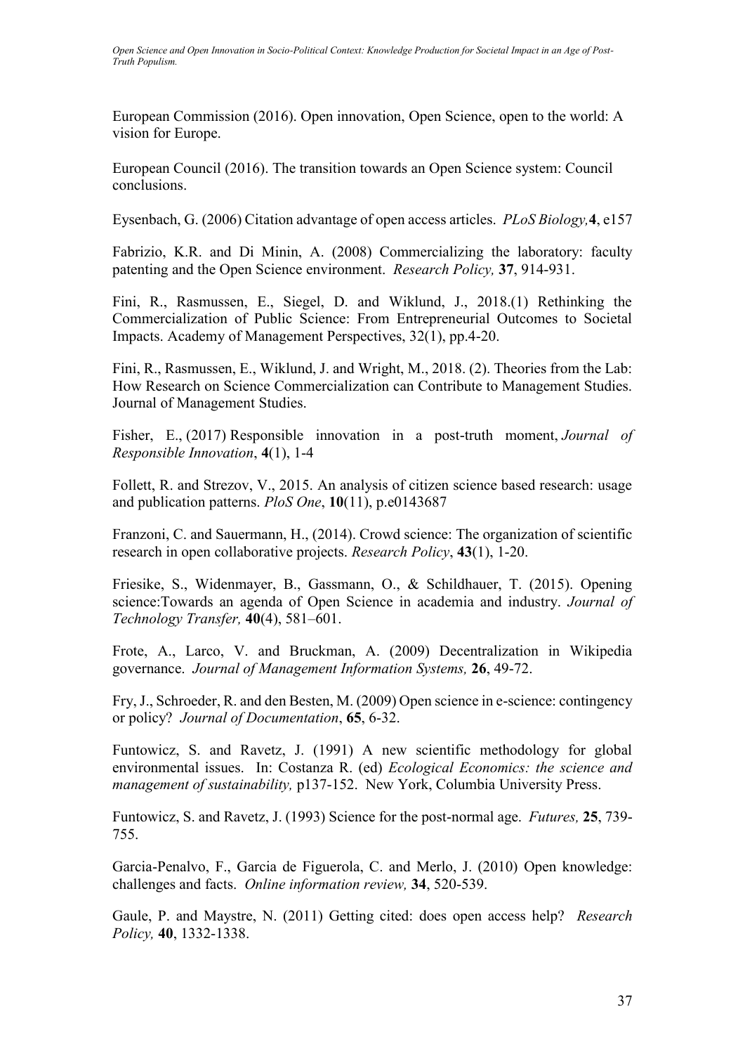European Commission (2016). Open innovation, Open Science, open to the world: A vision for Europe.

European Council (2016). The transition towards an Open Science system: Council conclusions.

Eysenbach, G. (2006) Citation advantage of open access articles. *PLoS Biology,* **4**, e157

Fabrizio, K.R. and Di Minin, A. (2008) Commercializing the laboratory: faculty patenting and the Open Science environment. *Research Policy,* **37**, 914-931.

Fini, R., Rasmussen, E., Siegel, D. and Wiklund, J., 2018.(1) Rethinking the Commercialization of Public Science: From Entrepreneurial Outcomes to Societal Impacts. Academy of Management Perspectives, 32(1), pp.4-20.

Fini, R., Rasmussen, E., Wiklund, J. and Wright, M., 2018. (2). Theories from the Lab: How Research on Science Commercialization can Contribute to Management Studies. Journal of Management Studies.

Fisher, E., (2017) Responsible innovation in a post-truth moment, *Journal of Responsible Innovation*, **4**(1), 1-4

Follett, R. and Strezov, V., 2015. An analysis of citizen science based research: usage and publication patterns. *PloS One*, **10**(11), p.e0143687

Franzoni, C. and Sauermann, H., (2014). Crowd science: The organization of scientific research in open collaborative projects. *Research Policy*, **43**(1), 1-20.

Friesike, S., Widenmayer, B., Gassmann, O., & Schildhauer, T. (2015). Opening science:Towards an agenda of Open Science in academia and industry. *Journal of Technology Transfer,* **40**(4), 581–601.

Frote, A., Larco, V. and Bruckman, A. (2009) Decentralization in Wikipedia governance. *Journal of Management Information Systems,* **26**, 49-72.

Fry, J., Schroeder, R. and den Besten, M. (2009) Open science in e-science: contingency or policy? *Journal of Documentation*, **65**, 6-32.

Funtowicz, S. and Ravetz, J. (1991) A new scientific methodology for global environmental issues. In: Costanza R. (ed) *Ecological Economics: the science and management of sustainability,* p137-152. New York, Columbia University Press.

Funtowicz, S. and Ravetz, J. (1993) Science for the post-normal age. *Futures,* **25**, 739-755.

Garcia-Penalvo, F., Garcia de Figuerola, C. and Merlo, J. (2010) Open knowledge: challenges and facts. *Online information review,* **34**, 520-539.

Gaule, P. and Maystre, N. (2011) Getting cited: does open access help? *Research Policy,* **40**, 1332-1338.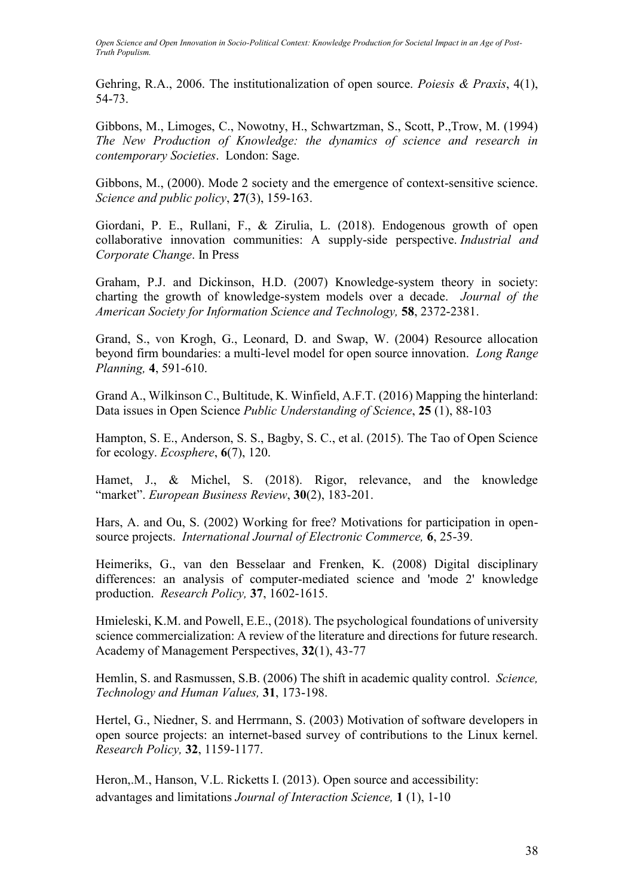Gehring, R.A., 2006. The institutionalization of open source. *Poiesis & Praxis*, 4(1), 54-73.

Gibbons, M., Limoges, C., Nowotny, H., Schwartzman, S., Scott, P.,Trow, M. (1994) *The New Production of Knowledge: the dynamics of science and research in contemporary Societies*. London: Sage.

Gibbons, M., (2000). Mode 2 society and the emergence of context-sensitive science. *Science and public policy*, **27**(3), 159-163.

Giordani, P. E., Rullani, F., & Zirulia, L. (2018). Endogenous growth of open collaborative innovation communities: A supply-side perspective. *Industrial and Corporate Change*. In Press

Graham, P.J. and Dickinson, H.D. (2007) Knowledge-system theory in society: charting the growth of knowledge-system models over a decade. *Journal of the American Society for Information Science and Technology,* **58**, 2372-2381.

Grand, S., von Krogh, G., Leonard, D. and Swap, W. (2004) Resource allocation beyond firm boundaries: a multi-level model for open source innovation. *Long Range Planning,* **4**, 591-610.

Grand A., Wilkinson C., Bultitude, K. Winfield, A.F.T. (2016) Mapping the hinterland: Data issues in Open Science *Public Understanding of Science*, **25** (1), 88-103

Hampton, S. E., Anderson, S. S., Bagby, S. C., et al. (2015). The Tao of Open Science for ecology. *Ecosphere*, **6**(7), 120.

Hamet, J., & Michel, S. (2018). Rigor, relevance, and the knowledge "market". *European Business Review*, **30**(2), 183-201.

Hars, A. and Ou, S. (2002) Working for free? Motivations for participation in open-source projects. *International Journal of Electronic Commerce,* **6**, 25-39.

Heimeriks, G., van den Besselaar and Frenken, K. (2008) Digital disciplinary differences: an analysis of computer-mediated science and 'mode 2' knowledge production. *Research Policy,* **37**, 1602-1615.

Hmieleski, K.M. and Powell, E.E., (2018). The psychological foundations of university science commercialization: A review of the literature and directions for future research. Academy of Management Perspectives, **32**(1), 43-77

Hemlin, S. and Rasmussen, S.B. (2006) The shift in academic quality control. *Science, Technology and Human Values,* **31**, 173-198.

Hertel, G., Niedner, S. and Herrmann, S. (2003) Motivation of software developers in open source projects: an internet-based survey of contributions to the Linux kernel. *Research Policy,* **32**, 1159-1177.

Heron,.M., Hanson, V.L. Ricketts I. (2013). Open source and accessibility: advantages and limitations *Journal of Interaction Science,* **1** (1), 1-10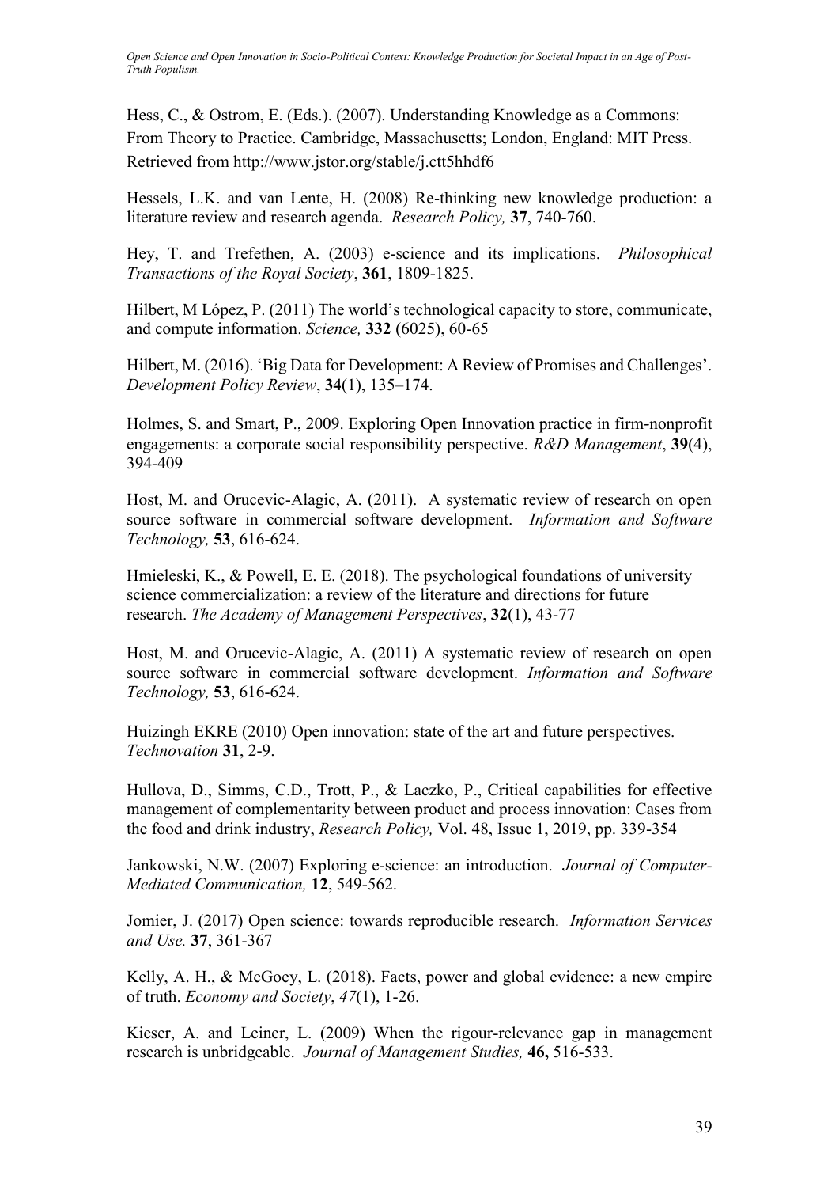Hess, C., & Ostrom, E. (Eds.). (2007). Understanding Knowledge as a Commons: From Theory to Practice. Cambridge, Massachusetts; London, England: MIT Press. Retrieved from http://www.jstor.org/stable/j.ctt5hhdf6

Hessels, L.K. and van Lente, H. (2008) Re-thinking new knowledge production: a literature review and research agenda. *Research Policy,* **37**, 740-760.

Hey, T. and Trefethen, A. (2003) e-science and its implications. *Philosophical Transactions of the Royal Society*, **361**, 1809-1825.

Hilbert, M López, P. (2011) The world's technological capacity to store, communicate, and compute information. *Science,* **332** (6025), 60-65

Hilbert, M. (2016). 'Big Data for Development: A Review of Promises and Challenges'. *Development Policy Review*, **34**(1), 135–174.

Holmes, S. and Smart, P., 2009. Exploring Open Innovation practice in firm-nonprofit engagements: a corporate social responsibility perspective. *R&D Management*, **39**(4), 394-409

Host, M. and Orucevic-Alagic, A. (2011). A systematic review of research on open source software in commercial software development. *Information and Software Technology,* **53**, 616-624.

Hmieleski, K., & Powell, E. E. (2018). The psychological foundations of university science commercialization: a review of the literature and directions for future research. *The Academy of Management Perspectives*, **32**(1), 43-77

Host, M. and Orucevic-Alagic, A. (2011) A systematic review of research on open source software in commercial software development. *Information and Software Technology,* **53**, 616-624.

Huizingh EKRE (2010) Open innovation: state of the art and future perspectives. *Technovation* **31**, 2-9.

Hullova, D., Simms, C.D., Trott, P., & Laczko, P., Critical capabilities for effective management of complementarity between product and process innovation: Cases from the food and drink industry, *Research Policy,* Vol. 48, Issue 1, 2019, pp. 339-354

Jankowski, N.W. (2007) Exploring e-science: an introduction. *Journal of Computer-Mediated Communication,* **12**, 549-562.

Jomier, J. (2017) Open science: towards reproducible research. *Information Services and Use.* **37**, 361-367

Kelly, A. H., & McGoey, L. (2018). Facts, power and global evidence: a new empire of truth. *Economy and Society*, *47*(1), 1-26.

Kieser, A. and Leiner, L. (2009) When the rigour-relevance gap in management research is unbridgeable. *Journal of Management Studies,* **46,** 516-533.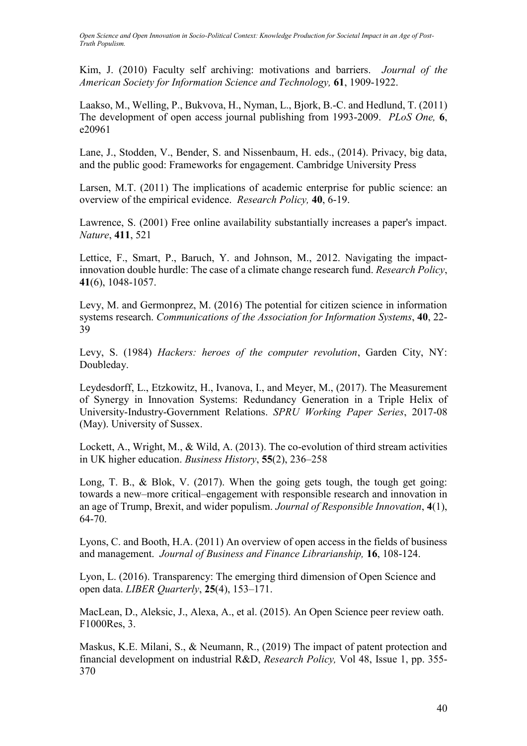Kim, J. (2010) Faculty self archiving: motivations and barriers. *Journal of the American Society for Information Science and Technology,* **61**, 1909-1922.

Laakso, M., Welling, P., Bukvova, H., Nyman, L., Bjork, B.-C. and Hedlund, T. (2011) The development of open access journal publishing from 1993-2009. *PLoS One,* **6**, e20961

Lane, J., Stodden, V., Bender, S. and Nissenbaum, H. eds., (2014). Privacy, big data, and the public good: Frameworks for engagement. Cambridge University Press

Larsen, M.T. (2011) The implications of academic enterprise for public science: an overview of the empirical evidence. *Research Policy,* **40**, 6-19.

Lawrence, S. (2001) Free online availability substantially increases a paper's impact. *Nature*, **411**, 521

Lettice, F., Smart, P., Baruch, Y. and Johnson, M., 2012. Navigating the impact-innovation double hurdle: The case of a climate change research fund. *Research Policy*, **41**(6), 1048-1057.

Levy, M. and Germonprez, M. (2016) The potential for citizen science in information systems research. *Communications of the Association for Information Systems*, **40**, 22-39

Levy, S. (1984) *Hackers: heroes of the computer revolution*, Garden City, NY: Doubleday.

Leydesdorff, L., Etzkowitz, H., Ivanova, I., and Meyer, M., (2017). The Measurement of Synergy in Innovation Systems: Redundancy Generation in a Triple Helix of University-Industry-Government Relations. *SPRU Working Paper Series*, 2017-08 (May). University of Sussex.

Lockett, A., Wright, M., & Wild, A. (2013). The co-evolution of third stream activities in UK higher education. *Business History*, **55**(2), 236–258

Long, T. B., & Blok, V. (2017). When the going gets tough, the tough get going: towards a new–more critical–engagement with responsible research and innovation in an age of Trump, Brexit, and wider populism. *Journal of Responsible Innovation*, **4**(1), 64-70.

Lyons, C. and Booth, H.A. (2011) An overview of open access in the fields of business and management. *Journal of Business and Finance Librarianship,* **16**, 108-124.

Lyon, L. (2016). Transparency: The emerging third dimension of Open Science and open data. *LIBER Quarterly*, **25**(4), 153–171.

MacLean, D., Aleksic, J., Alexa, A., et al. (2015). An Open Science peer review oath. F1000Res, 3.

Maskus, K.E. Milani, S., & Neumann, R., (2019) The impact of patent protection and financial development on industrial R&D, *Research Policy,* Vol 48, Issue 1, pp. 355-370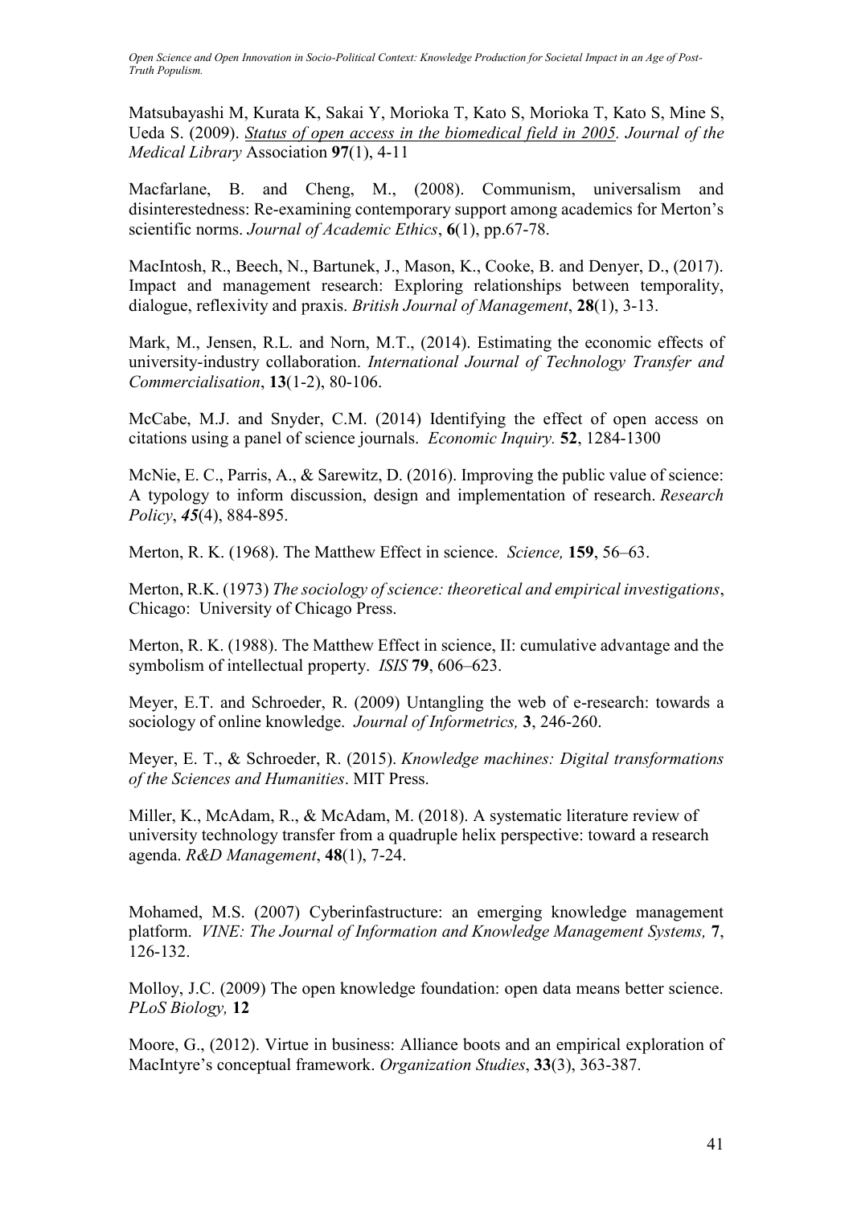Matsubayashi M, Kurata K, Sakai Y, Morioka T, Kato S, Morioka T, Kato S, Mine S, Ueda S. (2009). *Status of open access in the biomedical field in 2005. Journal of the Medical Library* Association **97**(1), 4-11

Macfarlane, B. and Cheng, M., (2008). Communism, universalism and disinterestedness: Re-examining contemporary support among academics for Merton's scientific norms. *Journal of Academic Ethics*, **6**(1), pp.67-78.

MacIntosh, R., Beech, N., Bartunek, J., Mason, K., Cooke, B. and Denyer, D., (2017). Impact and management research: Exploring relationships between temporality, dialogue, reflexivity and praxis. *British Journal of Management*, **28**(1), 3-13.

Mark, M., Jensen, R.L. and Norn, M.T., (2014). Estimating the economic effects of university-industry collaboration. *International Journal of Technology Transfer and Commercialisation*, **13**(1-2), 80-106.

McCabe, M.J. and Snyder, C.M. (2014) Identifying the effect of open access on citations using a panel of science journals. *Economic Inquiry.* **52**, 1284-1300

McNie, E. C., Parris, A., & Sarewitz, D. (2016). Improving the public value of science: A typology to inform discussion, design and implementation of research. *Research Policy*, ***45***(4), 884-895.

Merton, R. K. (1968). The Matthew Effect in science. *Science,* **159**, 56–63.

Merton, R.K. (1973) *The sociology of science: theoretical and empirical investigations*, Chicago: University of Chicago Press.

Merton, R. K. (1988). The Matthew Effect in science, II: cumulative advantage and the symbolism of intellectual property. *ISIS* **79**, 606–623.

Meyer, E.T. and Schroeder, R. (2009) Untangling the web of e-research: towards a sociology of online knowledge. *Journal of Informetrics,* **3**, 246-260.

Meyer, E. T., & Schroeder, R. (2015). *Knowledge machines: Digital transformations of the Sciences and Humanities*. MIT Press.

Miller, K., McAdam, R., & McAdam, M. (2018). A systematic literature review of university technology transfer from a quadruple helix perspective: toward a research agenda. *R&D Management*, **48**(1), 7-24.

Mohamed, M.S. (2007) Cyberinfastructure: an emerging knowledge management platform. *VINE: The Journal of Information and Knowledge Management Systems,* **7**, 126-132.

Molloy, J.C. (2009) The open knowledge foundation: open data means better science. *PLoS Biology,* **12**

Moore, G., (2012). Virtue in business: Alliance boots and an empirical exploration of MacIntyre's conceptual framework. *Organization Studies*, **33**(3), 363-387.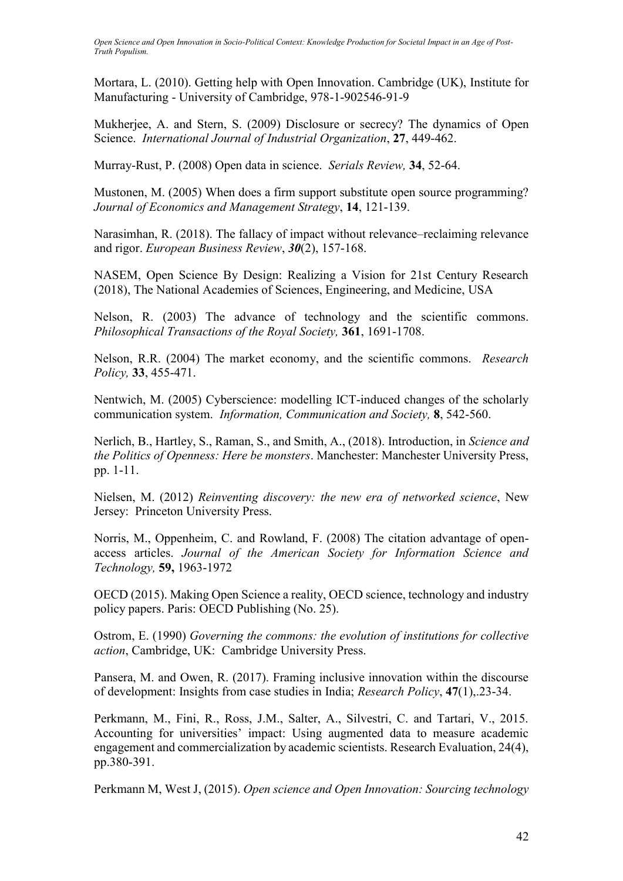Mortara, L. (2010). Getting help with Open Innovation. Cambridge (UK), Institute for Manufacturing - University of Cambridge, 978-1-902546-91-9

Mukherjee, A. and Stern, S. (2009) Disclosure or secrecy? The dynamics of Open Science. *International Journal of Industrial Organization*, **27**, 449-462.

Murray-Rust, P. (2008) Open data in science. *Serials Review,* **34**, 52-64.

Mustonen, M. (2005) When does a firm support substitute open source programming? *Journal of Economics and Management Strategy*, **14**, 121-139.

Narasimhan, R. (2018). The fallacy of impact without relevance–reclaiming relevance and rigor. *European Business Review*, ***30***(2), 157-168.

NASEM, Open Science By Design: Realizing a Vision for 21st Century Research (2018), The National Academies of Sciences, Engineering, and Medicine, USA

Nelson, R. (2003) The advance of technology and the scientific commons. *Philosophical Transactions of the Royal Society,* **361**, 1691-1708.

Nelson, R.R. (2004) The market economy, and the scientific commons. *Research Policy,* **33**, 455-471.

Nentwich, M. (2005) Cyberscience: modelling ICT-induced changes of the scholarly communication system. *Information, Communication and Society,* **8**, 542-560.

Nerlich, B., Hartley, S., Raman, S., and Smith, A., (2018). Introduction, in *Science and the Politics of Openness: Here be monsters*. Manchester: Manchester University Press, pp. 1-11.

Nielsen, M. (2012) *Reinventing discovery: the new era of networked science*, New Jersey: Princeton University Press.

Norris, M., Oppenheim, C. and Rowland, F. (2008) The citation advantage of open-access articles. *Journal of the American Society for Information Science and Technology,* **59,** 1963-1972

OECD (2015). Making Open Science a reality, OECD science, technology and industry policy papers. Paris: OECD Publishing (No. 25).

Ostrom, E. (1990) *Governing the commons: the evolution of institutions for collective action*, Cambridge, UK: Cambridge University Press.

Pansera, M. and Owen, R. (2017). Framing inclusive innovation within the discourse of development: Insights from case studies in India; *Research Policy*, **47**(1),.23-34.

Perkmann, M., Fini, R., Ross, J.M., Salter, A., Silvestri, C. and Tartari, V., 2015. Accounting for universities' impact: Using augmented data to measure academic engagement and commercialization by academic scientists. Research Evaluation, 24(4), pp.380-391.

Perkmann M, West J, (2015). *Open science and Open Innovation: Sourcing technology*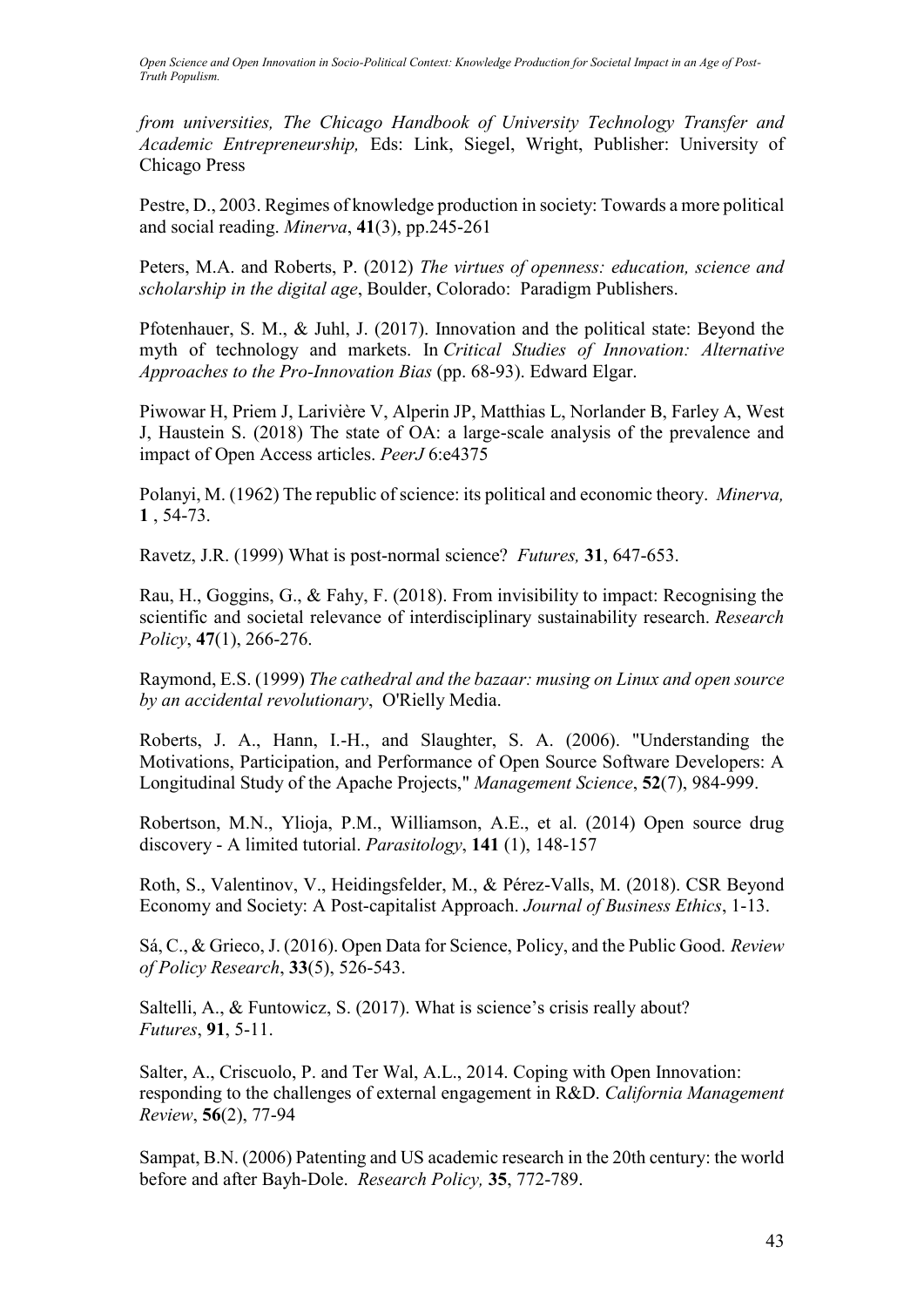*from universities, The Chicago Handbook of University Technology Transfer and Academic Entrepreneurship,* Eds: Link, Siegel, Wright, Publisher: University of Chicago Press

Pestre, D., 2003. Regimes of knowledge production in society: Towards a more political and social reading. *Minerva*, **41**(3), pp.245-261

Peters, M.A. and Roberts, P. (2012) *The virtues of openness: education, science and scholarship in the digital age*, Boulder, Colorado: Paradigm Publishers.

Pfotenhauer, S. M., & Juhl, J. (2017). Innovation and the political state: Beyond the myth of technology and markets. In *Critical Studies of Innovation: Alternative Approaches to the Pro-Innovation Bias* (pp. 68-93). Edward Elgar.

Piwowar H, Priem J, Larivière V, Alperin JP, Matthias L, Norlander B, Farley A, West J, Haustein S. (2018) The state of OA: a large-scale analysis of the prevalence and impact of Open Access articles. *PeerJ* 6:e4375

Polanyi, M. (1962) The republic of science: its political and economic theory. *Minerva,* **1** , 54-73.

Ravetz, J.R. (1999) What is post-normal science? *Futures,* **31**, 647-653.

Rau, H., Goggins, G., & Fahy, F. (2018). From invisibility to impact: Recognising the scientific and societal relevance of interdisciplinary sustainability research. *Research Policy*, **47**(1), 266-276.

Raymond, E.S. (1999) *The cathedral and the bazaar: musing on Linux and open source by an accidental revolutionary*, O'Rielly Media.

Roberts, J. A., Hann, I.-H., and Slaughter, S. A. (2006). "Understanding the Motivations, Participation, and Performance of Open Source Software Developers: A Longitudinal Study of the Apache Projects," *Management Science*, **52**(7), 984-999.

Robertson, M.N., Ylioja, P.M., Williamson, A.E., et al. (2014) Open source drug discovery - A limited tutorial. *Parasitology*, **141** (1), 148-157

Roth, S., Valentinov, V., Heidingsfelder, M., & Pérez-Valls, M. (2018). CSR Beyond Economy and Society: A Post-capitalist Approach. *Journal of Business Ethics*, 1-13.

Sá, C., & Grieco, J. (2016). Open Data for Science, Policy, and the Public Good. *Review of Policy Research*, **33**(5), 526-543.

Saltelli, A., & Funtowicz, S. (2017). What is science's crisis really about? *Futures*, **91**, 5-11.

Salter, A., Criscuolo, P. and Ter Wal, A.L., 2014. Coping with Open Innovation: responding to the challenges of external engagement in R&D. *California Management Review*, **56**(2), 77-94

Sampat, B.N. (2006) Patenting and US academic research in the 20th century: the world before and after Bayh-Dole. *Research Policy,* **35**, 772-789.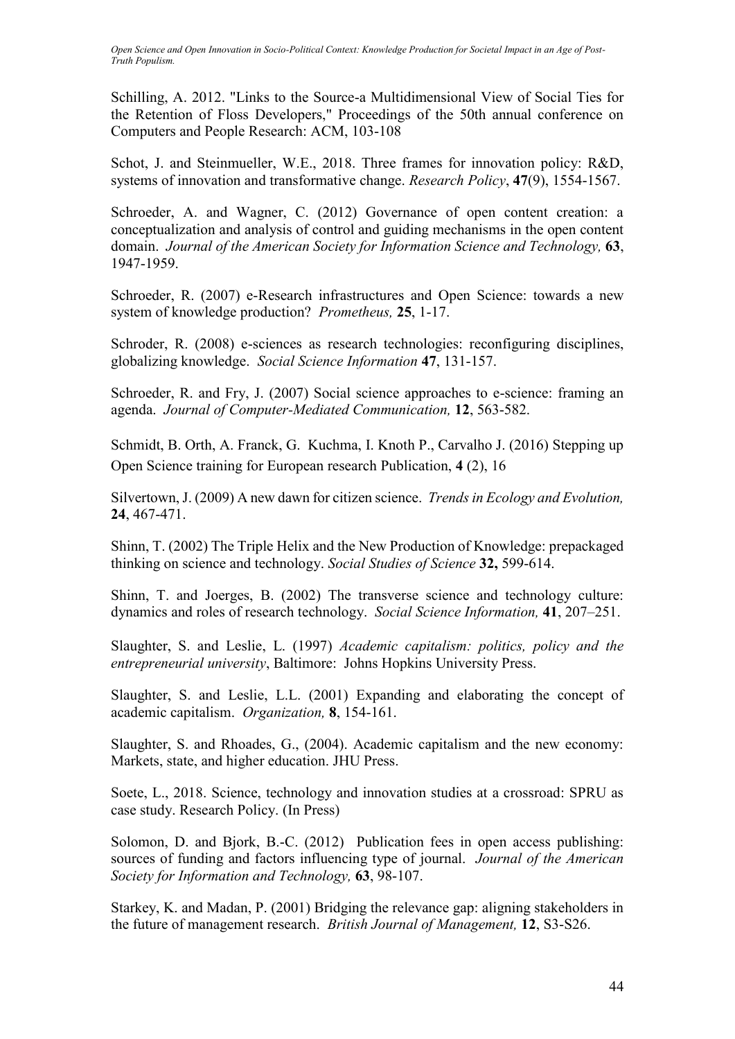Schilling, A. 2012. "Links to the Source-a Multidimensional View of Social Ties for the Retention of Floss Developers," Proceedings of the 50th annual conference on Computers and People Research: ACM, 103-108

Schot, J. and Steinmueller, W.E., 2018. Three frames for innovation policy: R&D, systems of innovation and transformative change. *Research Policy*, **47**(9), 1554-1567.

Schroeder, A. and Wagner, C. (2012) Governance of open content creation: a conceptualization and analysis of control and guiding mechanisms in the open content domain. *Journal of the American Society for Information Science and Technology,* **63**, 1947-1959.

Schroeder, R. (2007) e-Research infrastructures and Open Science: towards a new system of knowledge production? *Prometheus,* **25**, 1-17.

Schroder, R. (2008) e-sciences as research technologies: reconfiguring disciplines, globalizing knowledge. *Social Science Information* **47**, 131-157.

Schroeder, R. and Fry, J. (2007) Social science approaches to e-science: framing an agenda. *Journal of Computer-Mediated Communication,* **12**, 563-582.

Schmidt, B. Orth, A. Franck, G. Kuchma, I. Knoth P., Carvalho J. (2016) Stepping up Open Science training for European research Publication, **4** (2), 16

Silvertown, J. (2009) A new dawn for citizen science. *Trends in Ecology and Evolution,* **24**, 467-471.

Shinn, T. (2002) The Triple Helix and the New Production of Knowledge: prepackaged thinking on science and technology. *Social Studies of Science* **32,** 599-614.

Shinn, T. and Joerges, B. (2002) The transverse science and technology culture: dynamics and roles of research technology. *Social Science Information,* **41**, 207–251.

Slaughter, S. and Leslie, L. (1997) *Academic capitalism: politics, policy and the entrepreneurial university*, Baltimore: Johns Hopkins University Press.

Slaughter, S. and Leslie, L.L. (2001) Expanding and elaborating the concept of academic capitalism. *Organization,* **8**, 154-161.

Slaughter, S. and Rhoades, G., (2004). Academic capitalism and the new economy: Markets, state, and higher education. JHU Press.

Soete, L., 2018. Science, technology and innovation studies at a crossroad: SPRU as case study. Research Policy. (In Press)

Solomon, D. and Bjork, B.-C. (2012) Publication fees in open access publishing: sources of funding and factors influencing type of journal. *Journal of the American Society for Information and Technology,* **63**, 98-107.

Starkey, K. and Madan, P. (2001) Bridging the relevance gap: aligning stakeholders in the future of management research. *British Journal of Management,* **12**, S3-S26.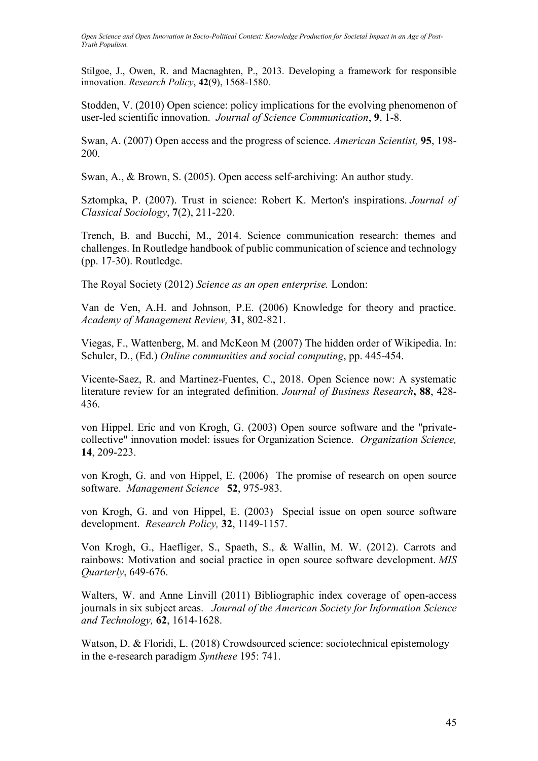Stilgoe, J., Owen, R. and Macnaghten, P., 2013. Developing a framework for responsible innovation. *Research Policy*, **42**(9), 1568-1580.

Stodden, V. (2010) Open science: policy implications for the evolving phenomenon of user-led scientific innovation. *Journal of Science Communication*, **9**, 1-8.

Swan, A. (2007) Open access and the progress of science. *American Scientist,* **95**, 198-200.

Swan, A., & Brown, S. (2005). Open access self-archiving: An author study.

Sztompka, P. (2007). Trust in science: Robert K. Merton's inspirations. *Journal of Classical Sociology*, **7**(2), 211-220.

Trench, B. and Bucchi, M., 2014. Science communication research: themes and challenges. In Routledge handbook of public communication of science and technology (pp. 17-30). Routledge.

The Royal Society (2012) *Science as an open enterprise.* London:

Van de Ven, A.H. and Johnson, P.E. (2006) Knowledge for theory and practice. *Academy of Management Review,* **31**, 802-821.

Viegas, F., Wattenberg, M. and McKeon M (2007) The hidden order of Wikipedia. In: Schuler, D., (Ed.) *Online communities and social computing*, pp. 445-454.

Vicente-Saez, R. and Martinez-Fuentes, C., 2018. Open Science now: A systematic literature review for an integrated definition. *Journal of Business Research***,** **88**, 428-436.

von Hippel. Eric and von Krogh, G. (2003) Open source software and the "private-collective" innovation model: issues for Organization Science. *Organization Science,* **14**, 209-223.

von Krogh, G. and von Hippel, E. (2006) The promise of research on open source software. *Management Science* **52**, 975-983.

von Krogh, G. and von Hippel, E. (2003) Special issue on open source software development. *Research Policy,* **32**, 1149-1157.

Von Krogh, G., Haefliger, S., Spaeth, S., & Wallin, M. W. (2012). Carrots and rainbows: Motivation and social practice in open source software development. *MIS Quarterly*, 649-676.

Walters, W. and Anne Linvill (2011) Bibliographic index coverage of open-access journals in six subject areas. *Journal of the American Society for Information Science and Technology,* **62**, 1614-1628.

Watson, D. & Floridi, L. (2018) Crowdsourced science: sociotechnical epistemology in the e-research paradigm *Synthese* 195: 741.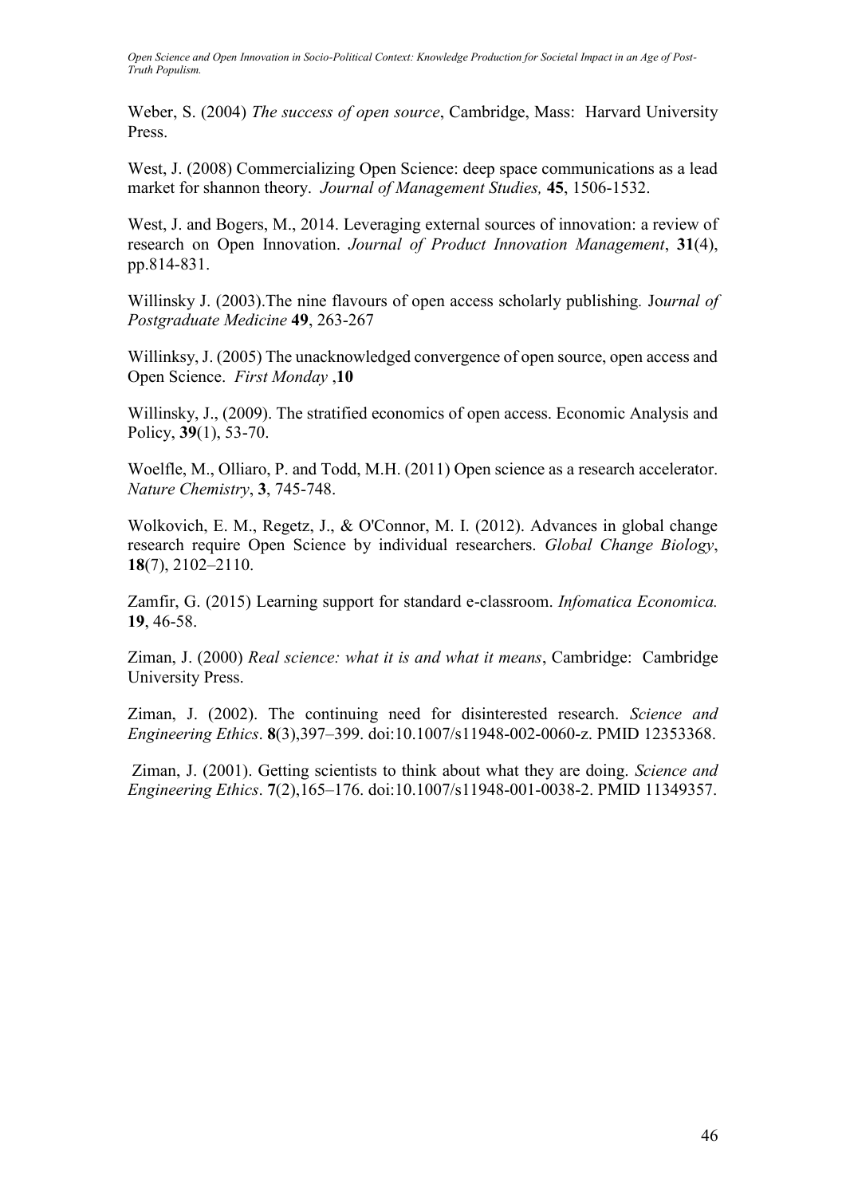Weber, S. (2004) *The success of open source*, Cambridge, Mass: Harvard University Press.

West, J. (2008) Commercializing Open Science: deep space communications as a lead market for shannon theory. *Journal of Management Studies,* **45**, 1506-1532.

West, J. and Bogers, M., 2014. Leveraging external sources of innovation: a review of research on Open Innovation. *Journal of Product Innovation Management*, **31**(4), pp.814-831.

Willinsky J. (2003).The nine flavours of open access scholarly publishing. Jo*urnal of Postgraduate Medicine* **49**, 263-267

Willinksy, J. (2005) The unacknowledged convergence of open source, open access and Open Science. *First Monday* ,**10**

Willinsky, J., (2009). The stratified economics of open access. Economic Analysis and Policy, **39**(1), 53-70.

Woelfle, M., Olliaro, P. and Todd, M.H. (2011) Open science as a research accelerator. *Nature Chemistry*, **3**, 745-748.

Wolkovich, E. M., Regetz, J., & O'Connor, M. I. (2012). Advances in global change research require Open Science by individual researchers. *Global Change Biology*, **18**(7), 2102–2110.

Zamfir, G. (2015) Learning support for standard e-classroom. *Infomatica Economica.* **19**, 46-58.

Ziman, J. (2000) *Real science: what it is and what it means*, Cambridge: Cambridge University Press.

Ziman, J. (2002). The continuing need for disinterested research. *Science and Engineering Ethics*. **8**(3),397–399. doi:10.1007/s11948-002-0060-z. PMID 12353368.

Ziman, J. (2001). Getting scientists to think about what they are doing. *Science and Engineering Ethics*. **7**(2),165–176. doi:10.1007/s11948-001-0038-2. PMID 11349357.